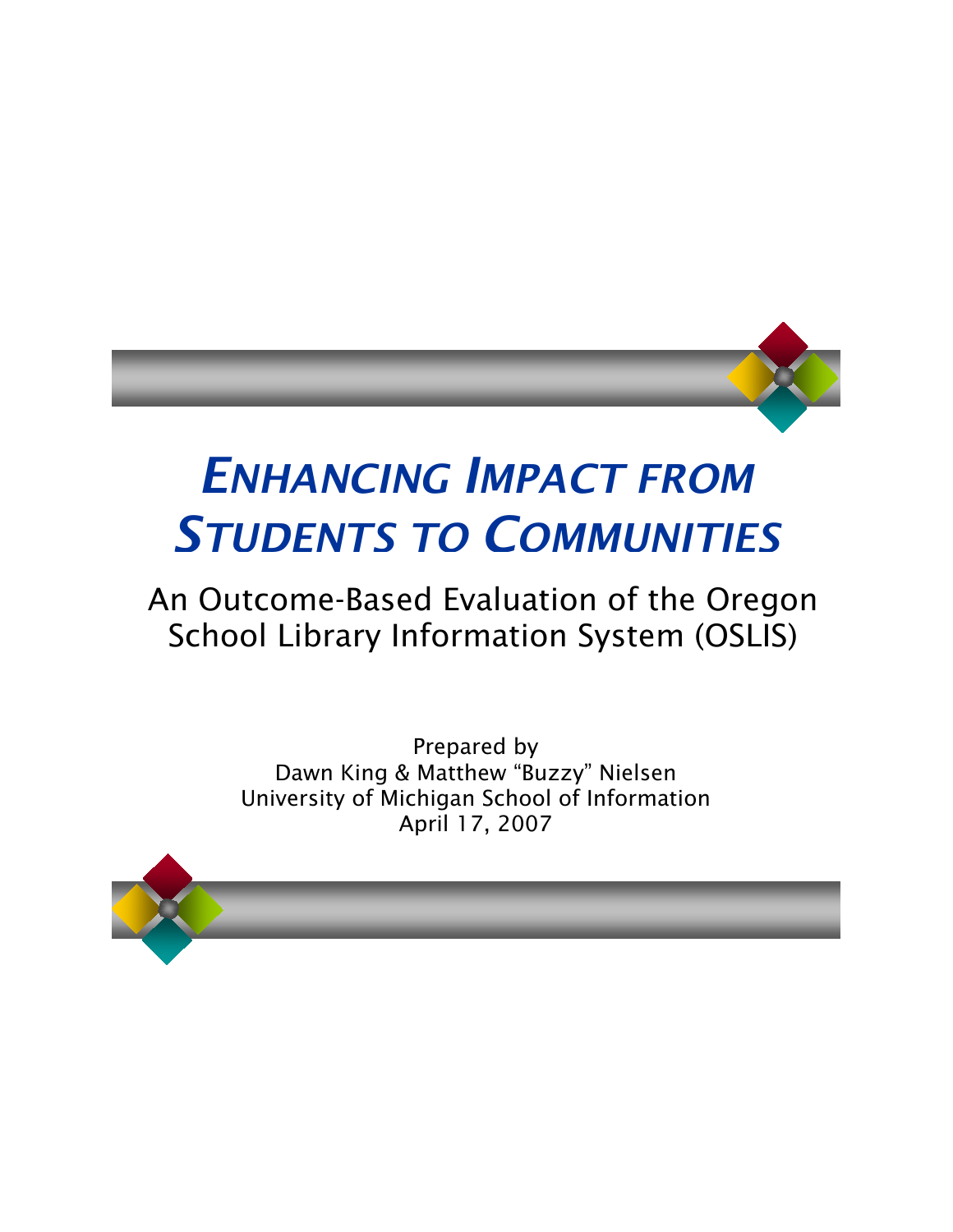# *Enhancing Impact from Students to Communities*

## An Outcome-Based Evaluation of the Oregon School Library Information System (OSLIS)

Prepared by
Dawn King & Matthew "Buzzy" Nielsen
University of Michigan School of Information
April 17, 2007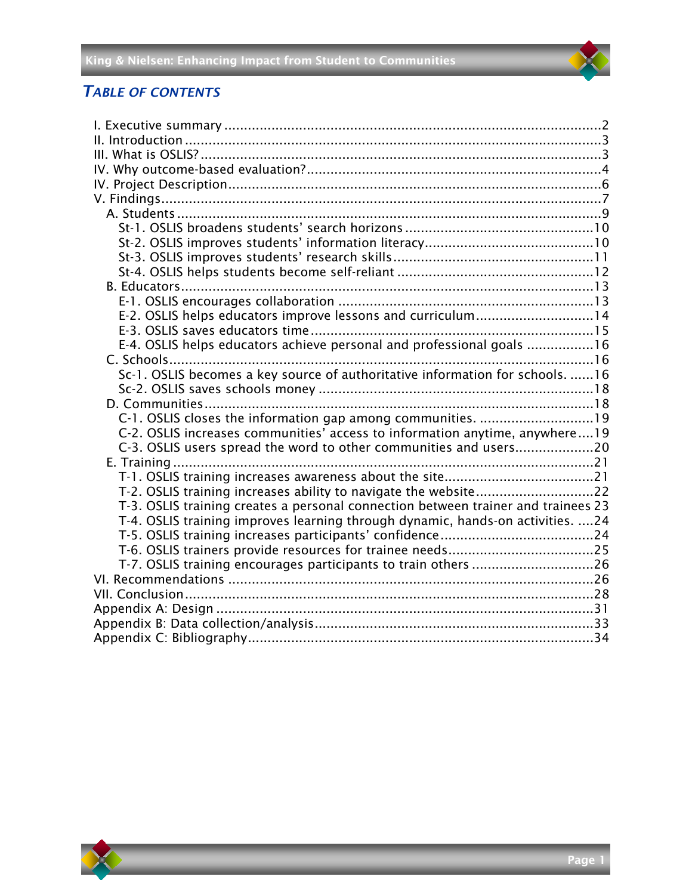## *TABLE OF CONTENTS*

I. Executive summary ..............................................................................................2
II. Introduction .........................................................................................................3
III. What is OSLIS? ....................................................................................................3
IV. Why outcome-based evaluation? ..........................................................................4
IV. Project Description ..............................................................................................6
V. Findings ................................................................................................................7
  A. Students .............................................................................................................9
    St-1. OSLIS broadens students' search horizons ................................................10
    St-2. OSLIS improves students' information literacy ...........................................10
    St-3. OSLIS improves students' research skills ...................................................11
    St-4. OSLIS helps students become self-reliant ..................................................12
  B. Educators ..........................................................................................................13
    E-1. OSLIS encourages collaboration ................................................................13
    E-2. OSLIS helps educators improve lessons and curriculum ..............................14
    E-3. OSLIS saves educators time .......................................................................15
    E-4. OSLIS helps educators achieve personal and professional goals .................16
  C. Schools .............................................................................................................16
    Sc-1. OSLIS becomes a key source of authoritative information for schools. ......16
    Sc-2. OSLIS saves schools money ......................................................................18
  D. Communities .....................................................................................................18
    C-1. OSLIS closes the information gap among communities. .............................19
    C-2. OSLIS increases communities' access to information anytime, anywhere ....19
    C-3. OSLIS users spread the word to other communities and users ....................20
  E. Training .............................................................................................................21
    T-1. OSLIS training increases awareness about the site ......................................21
    T-2. OSLIS training increases ability to navigate the website ..............................22
    T-3. OSLIS training creates a personal connection between trainer and trainees 23
    T-4. OSLIS training improves learning through dynamic, hands-on activities. ....24
    T-5. OSLIS training increases participants' confidence .......................................24
    T-6. OSLIS trainers provide resources for trainee needs .....................................25
    T-7. OSLIS training encourages participants to train others ...............................26
VI. Recommendations ..............................................................................................26
VII. Conclusion ........................................................................................................28
Appendix A: Design ................................................................................................31
Appendix B: Data collection/analysis .......................................................................33
Appendix C: Bibliography ........................................................................................34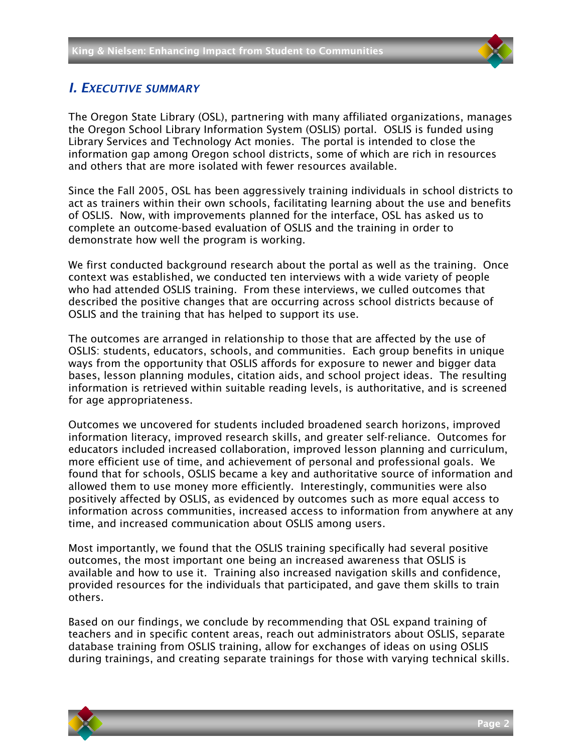## *I. Executive summary*

The Oregon State Library (OSL), partnering with many affiliated organizations, manages the Oregon School Library Information System (OSLIS) portal. OSLIS is funded using Library Services and Technology Act monies. The portal is intended to close the information gap among Oregon school districts, some of which are rich in resources and others that are more isolated with fewer resources available.

Since the Fall 2005, OSL has been aggressively training individuals in school districts to act as trainers within their own schools, facilitating learning about the use and benefits of OSLIS. Now, with improvements planned for the interface, OSL has asked us to complete an outcome-based evaluation of OSLIS and the training in order to demonstrate how well the program is working.

We first conducted background research about the portal as well as the training. Once context was established, we conducted ten interviews with a wide variety of people who had attended OSLIS training. From these interviews, we culled outcomes that described the positive changes that are occurring across school districts because of OSLIS and the training that has helped to support its use.

The outcomes are arranged in relationship to those that are affected by the use of OSLIS: students, educators, schools, and communities. Each group benefits in unique ways from the opportunity that OSLIS affords for exposure to newer and bigger data bases, lesson planning modules, citation aids, and school project ideas. The resulting information is retrieved within suitable reading levels, is authoritative, and is screened for age appropriateness.

Outcomes we uncovered for students included broadened search horizons, improved information literacy, improved research skills, and greater self-reliance. Outcomes for educators included increased collaboration, improved lesson planning and curriculum, more efficient use of time, and achievement of personal and professional goals. We found that for schools, OSLIS became a key and authoritative source of information and allowed them to use money more efficiently. Interestingly, communities were also positively affected by OSLIS, as evidenced by outcomes such as more equal access to information across communities, increased access to information from anywhere at any time, and increased communication about OSLIS among users.

Most importantly, we found that the OSLIS training specifically had several positive outcomes, the most important one being an increased awareness that OSLIS is available and how to use it. Training also increased navigation skills and confidence, provided resources for the individuals that participated, and gave them skills to train others.

Based on our findings, we conclude by recommending that OSL expand training of teachers and in specific content areas, reach out administrators about OSLIS, separate database training from OSLIS training, allow for exchanges of ideas on using OSLIS during trainings, and creating separate trainings for those with varying technical skills.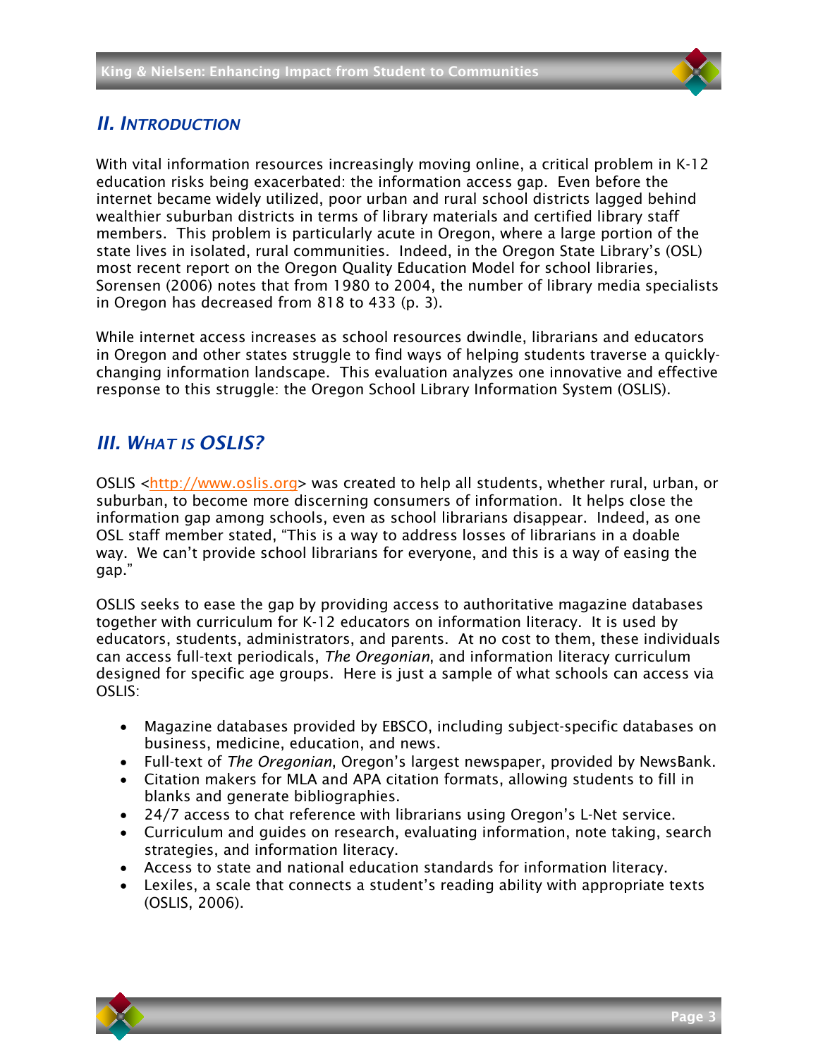## II. Introduction

With vital information resources increasingly moving online, a critical problem in K-12 education risks being exacerbated: the information access gap. Even before the internet became widely utilized, poor urban and rural school districts lagged behind wealthier suburban districts in terms of library materials and certified library staff members. This problem is particularly acute in Oregon, where a large portion of the state lives in isolated, rural communities. Indeed, in the Oregon State Library's (OSL) most recent report on the Oregon Quality Education Model for school libraries, Sorensen (2006) notes that from 1980 to 2004, the number of library media specialists in Oregon has decreased from 818 to 433 (p. 3).

While internet access increases as school resources dwindle, librarians and educators in Oregon and other states struggle to find ways of helping students traverse a quickly-changing information landscape. This evaluation analyzes one innovative and effective response to this struggle: the Oregon School Library Information System (OSLIS).

## III. What is OSLIS?

OSLIS <http://www.oslis.org> was created to help all students, whether rural, urban, or suburban, to become more discerning consumers of information. It helps close the information gap among schools, even as school librarians disappear. Indeed, as one OSL staff member stated, "This is a way to address losses of librarians in a doable way. We can't provide school librarians for everyone, and this is a way of easing the gap."

OSLIS seeks to ease the gap by providing access to authoritative magazine databases together with curriculum for K-12 educators on information literacy. It is used by educators, students, administrators, and parents. At no cost to them, these individuals can access full-text periodicals, *The Oregonian*, and information literacy curriculum designed for specific age groups. Here is just a sample of what schools can access via OSLIS:

- Magazine databases provided by EBSCO, including subject-specific databases on business, medicine, education, and news.
- Full-text of *The Oregonian*, Oregon's largest newspaper, provided by NewsBank.
- Citation makers for MLA and APA citation formats, allowing students to fill in blanks and generate bibliographies.
- 24/7 access to chat reference with librarians using Oregon's L-Net service.
- Curriculum and guides on research, evaluating information, note taking, search strategies, and information literacy.
- Access to state and national education standards for information literacy.
- Lexiles, a scale that connects a student's reading ability with appropriate texts (OSLIS, 2006).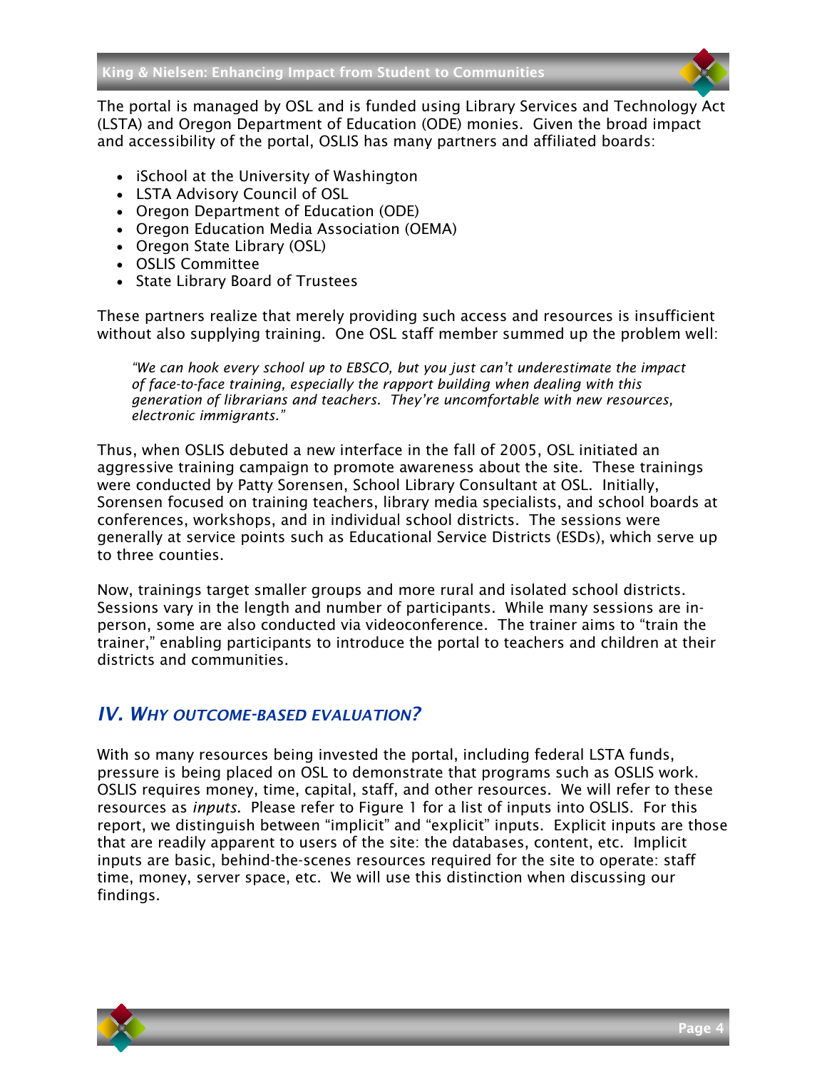The portal is managed by OSL and is funded using Library Services and Technology Act (LSTA) and Oregon Department of Education (ODE) monies. Given the broad impact and accessibility of the portal, OSLIS has many partners and affiliated boards:

- iSchool at the University of Washington
- LSTA Advisory Council of OSL
- Oregon Department of Education (ODE)
- Oregon Education Media Association (OEMA)
- Oregon State Library (OSL)
- OSLIS Committee
- State Library Board of Trustees

These partners realize that merely providing such access and resources is insufficient without also supplying training. One OSL staff member summed up the problem well:

> *"We can hook every school up to EBSCO, but you just can't underestimate the impact of face-to-face training, especially the rapport building when dealing with this generation of librarians and teachers. They're uncomfortable with new resources, electronic immigrants."*

Thus, when OSLIS debuted a new interface in the fall of 2005, OSL initiated an aggressive training campaign to promote awareness about the site. These trainings were conducted by Patty Sorensen, School Library Consultant at OSL. Initially, Sorensen focused on training teachers, library media specialists, and school boards at conferences, workshops, and in individual school districts. The sessions were generally at service points such as Educational Service Districts (ESDs), which serve up to three counties.

Now, trainings target smaller groups and more rural and isolated school districts. Sessions vary in the length and number of participants. While many sessions are in-person, some are also conducted via videoconference. The trainer aims to "train the trainer," enabling participants to introduce the portal to teachers and children at their districts and communities.

## *IV. Why outcome-based evaluation?*

With so many resources being invested the portal, including federal LSTA funds, pressure is being placed on OSL to demonstrate that programs such as OSLIS work. OSLIS requires money, time, capital, staff, and other resources. We will refer to these resources as *inputs*. Please refer to Figure 1 for a list of inputs into OSLIS. For this report, we distinguish between "implicit" and "explicit" inputs. Explicit inputs are those that are readily apparent to users of the site: the databases, content, etc. Implicit inputs are basic, behind-the-scenes resources required for the site to operate: staff time, money, server space, etc. We will use this distinction when discussing our findings.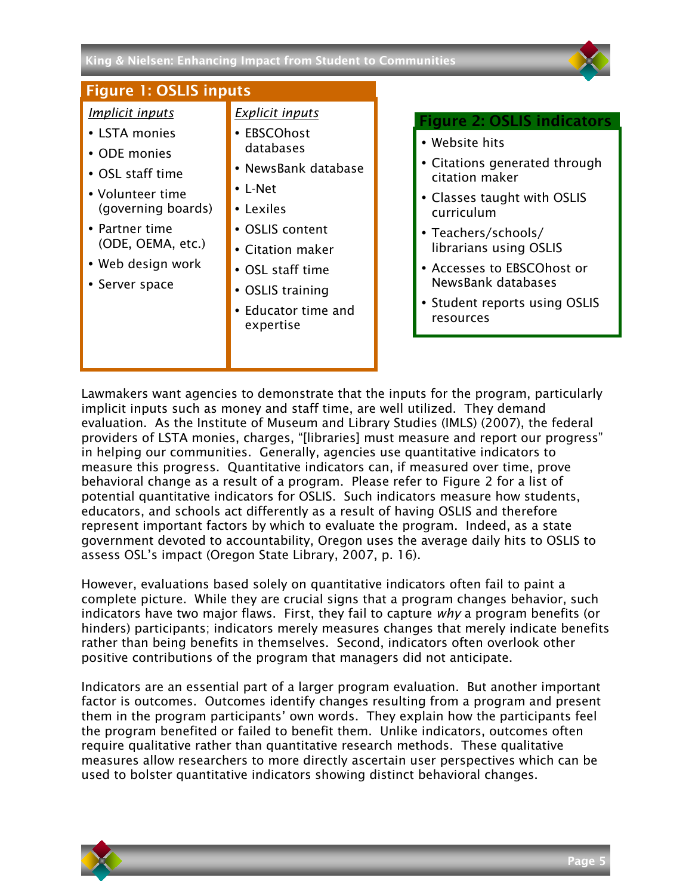## Figure 1: OSLIS inputs

| *Implicit inputs* | *Explicit inputs* |
|---|---|
| • LSTA monies | • EBSCOhost databases |
| • ODE monies | • NewsBank database |
| • OSL staff time | • L-Net |
| • Volunteer time (governing boards) | • Lexiles |
| • Partner time (ODE, OEMA, etc.) | • OSLIS content |
| • Web design work | • Citation maker |
| • Server space | • OSL staff time |
| | • OSLIS training |
| | • Educator time and expertise |

## Figure 2: OSLIS indicators

- Website hits
- Citations generated through citation maker
- Classes taught with OSLIS curriculum
- Teachers/schools/ librarians using OSLIS
- Accesses to EBSCOhost or NewsBank databases
- Student reports using OSLIS resources

Lawmakers want agencies to demonstrate that the inputs for the program, particularly implicit inputs such as money and staff time, are well utilized. They demand evaluation. As the Institute of Museum and Library Studies (IMLS) (2007), the federal providers of LSTA monies, charges, "[libraries] must measure and report our progress" in helping our communities. Generally, agencies use quantitative indicators to measure this progress. Quantitative indicators can, if measured over time, prove behavioral change as a result of a program. Please refer to Figure 2 for a list of potential quantitative indicators for OSLIS. Such indicators measure how students, educators, and schools act differently as a result of having OSLIS and therefore represent important factors by which to evaluate the program. Indeed, as a state government devoted to accountability, Oregon uses the average daily hits to OSLIS to assess OSL's impact (Oregon State Library, 2007, p. 16).

However, evaluations based solely on quantitative indicators often fail to paint a complete picture. While they are crucial signs that a program changes behavior, such indicators have two major flaws. First, they fail to capture *why* a program benefits (or hinders) participants; indicators merely measures changes that merely indicate benefits rather than being benefits in themselves. Second, indicators often overlook other positive contributions of the program that managers did not anticipate.

Indicators are an essential part of a larger program evaluation. But another important factor is outcomes. Outcomes identify changes resulting from a program and present them in the program participants' own words. They explain how the participants feel the program benefited or failed to benefit them. Unlike indicators, outcomes often require qualitative rather than quantitative research methods. These qualitative measures allow researchers to more directly ascertain user perspectives which can be used to bolster quantitative indicators showing distinct behavioral changes.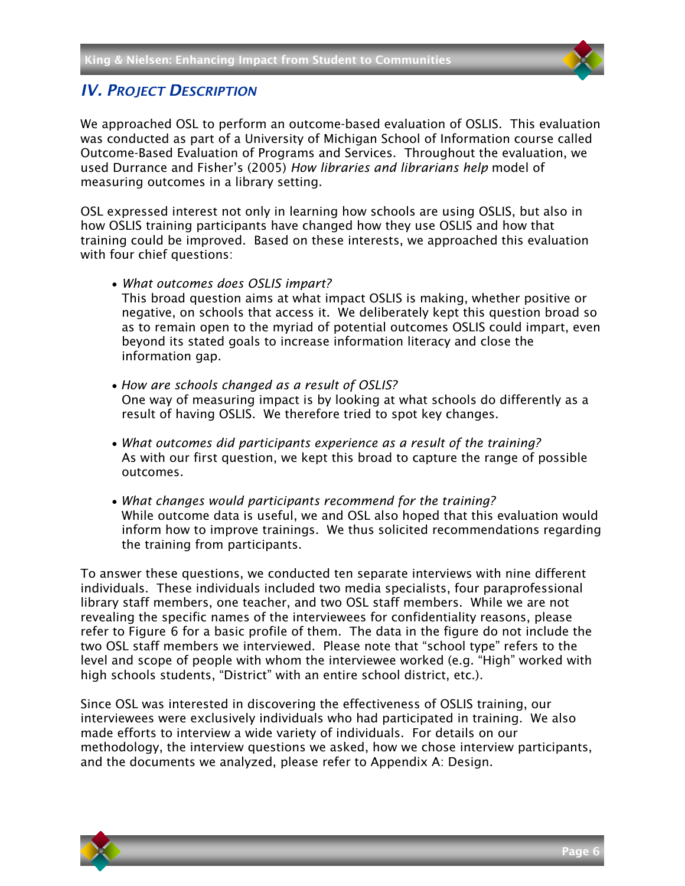## IV. *Project Description*

We approached OSL to perform an outcome-based evaluation of OSLIS. This evaluation was conducted as part of a University of Michigan School of Information course called Outcome-Based Evaluation of Programs and Services. Throughout the evaluation, we used Durrance and Fisher's (2005) *How libraries and librarians help* model of measuring outcomes in a library setting.

OSL expressed interest not only in learning how schools are using OSLIS, but also in how OSLIS training participants have changed how they use OSLIS and how that training could be improved. Based on these interests, we approached this evaluation with four chief questions:

- *What outcomes does OSLIS impart?*
  This broad question aims at what impact OSLIS is making, whether positive or negative, on schools that access it. We deliberately kept this question broad so as to remain open to the myriad of potential outcomes OSLIS could impart, even beyond its stated goals to increase information literacy and close the information gap.

- *How are schools changed as a result of OSLIS?*
  One way of measuring impact is by looking at what schools do differently as a result of having OSLIS. We therefore tried to spot key changes.

- *What outcomes did participants experience as a result of the training?*
  As with our first question, we kept this broad to capture the range of possible outcomes.

- *What changes would participants recommend for the training?*
  While outcome data is useful, we and OSL also hoped that this evaluation would inform how to improve trainings. We thus solicited recommendations regarding the training from participants.

To answer these questions, we conducted ten separate interviews with nine different individuals. These individuals included two media specialists, four paraprofessional library staff members, one teacher, and two OSL staff members. While we are not revealing the specific names of the interviewees for confidentiality reasons, please refer to Figure 6 for a basic profile of them. The data in the figure do not include the two OSL staff members we interviewed. Please note that "school type" refers to the level and scope of people with whom the interviewee worked (e.g. "High" worked with high schools students, "District" with an entire school district, etc.).

Since OSL was interested in discovering the effectiveness of OSLIS training, our interviewees were exclusively individuals who had participated in training. We also made efforts to interview a wide variety of individuals. For details on our methodology, the interview questions we asked, how we chose interview participants, and the documents we analyzed, please refer to Appendix A: Design.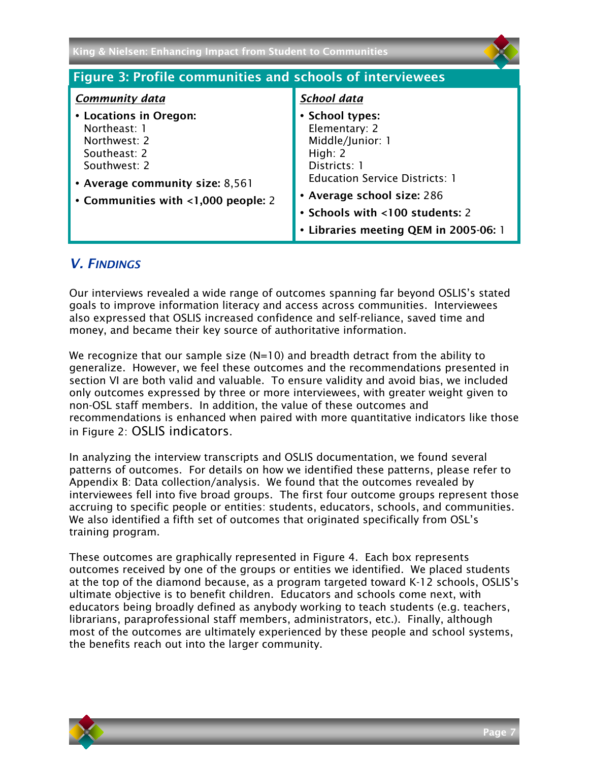## Figure 3: Profile communities and schools of interviewees

| ***Community data*** | ***School data*** |
|---|---|
| • **Locations in Oregon:**<br>Northeast: 1<br>Northwest: 2<br>Southeast: 2<br>Southwest: 2<br>• **Average community size:** 8,561<br>• **Communities with <1,000 people:** 2 | • **School types:**<br>Elementary: 2<br>Middle/Junior: 1<br>High: 2<br>Districts: 1<br>Education Service Districts: 1<br>• **Average school size:** 286<br>• **Schools with <100 students:** 2<br>• **Libraries meeting QEM in 2005-06:** 1 |

## *V. Findings*

Our interviews revealed a wide range of outcomes spanning far beyond OSLIS's stated goals to improve information literacy and access across communities. Interviewees also expressed that OSLIS increased confidence and self-reliance, saved time and money, and became their key source of authoritative information.

We recognize that our sample size (N=10) and breadth detract from the ability to generalize. However, we feel these outcomes and the recommendations presented in section VI are both valid and valuable. To ensure validity and avoid bias, we included only outcomes expressed by three or more interviewees, with greater weight given to non-OSL staff members. In addition, the value of these outcomes and recommendations is enhanced when paired with more quantitative indicators like those in Figure 2: OSLIS indicators.

In analyzing the interview transcripts and OSLIS documentation, we found several patterns of outcomes. For details on how we identified these patterns, please refer to Appendix B: Data collection/analysis. We found that the outcomes revealed by interviewees fell into five broad groups. The first four outcome groups represent those accruing to specific people or entities: students, educators, schools, and communities. We also identified a fifth set of outcomes that originated specifically from OSL's training program.

These outcomes are graphically represented in Figure 4. Each box represents outcomes received by one of the groups or entities we identified. We placed students at the top of the diamond because, as a program targeted toward K-12 schools, OSLIS's ultimate objective is to benefit children. Educators and schools come next, with educators being broadly defined as anybody working to teach students (e.g. teachers, librarians, paraprofessional staff members, administrators, etc.). Finally, although most of the outcomes are ultimately experienced by these people and school systems, the benefits reach out into the larger community.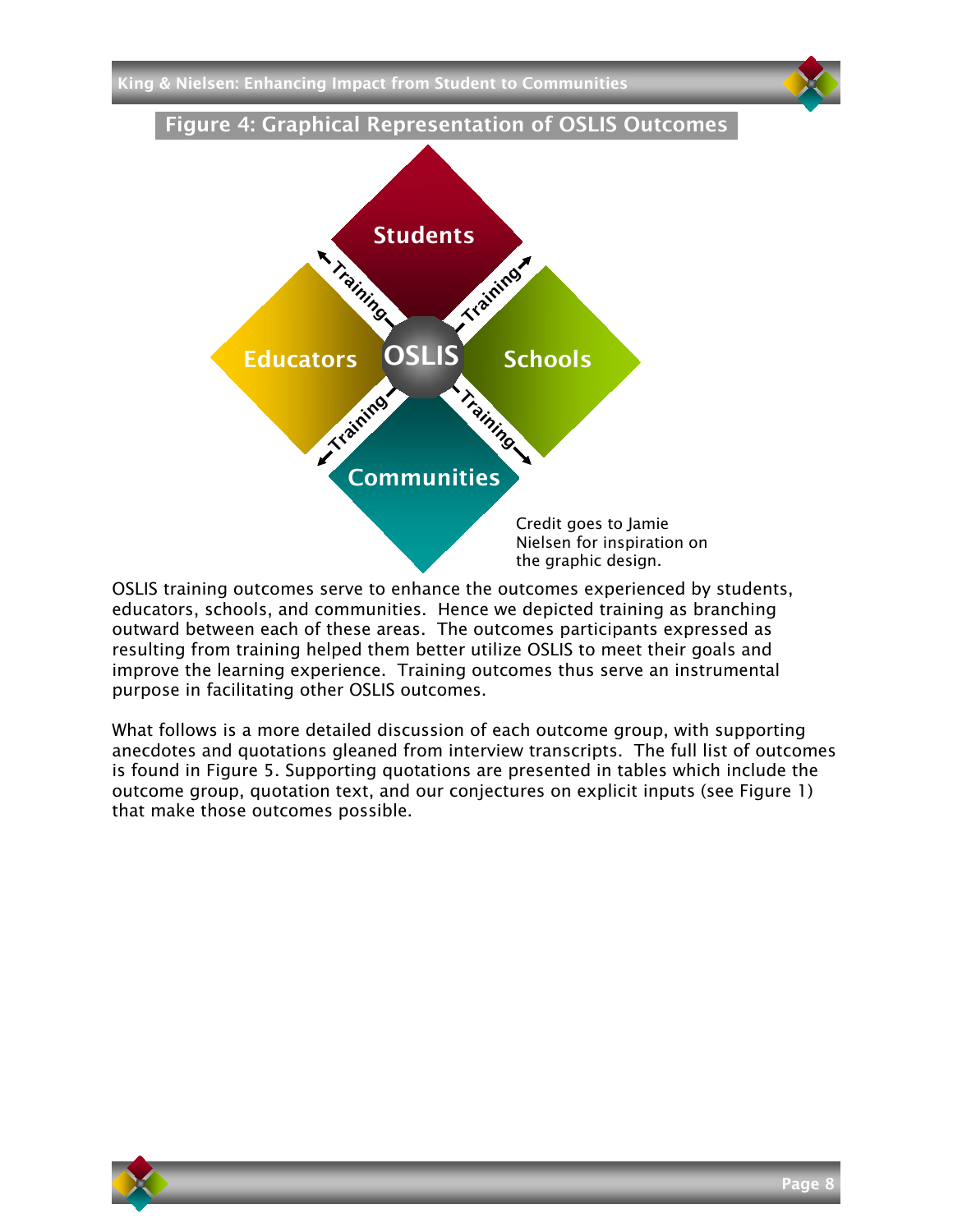## Figure 4: Graphical Representation of OSLIS Outcomes

Students

Educators

OSLIS

Schools

Communities

Training

Credit goes to Jamie Nielsen for inspiration on the graphic design.

OSLIS training outcomes serve to enhance the outcomes experienced by students, educators, schools, and communities. Hence we depicted training as branching outward between each of these areas. The outcomes participants expressed as resulting from training helped them better utilize OSLIS to meet their goals and improve the learning experience. Training outcomes thus serve an instrumental purpose in facilitating other OSLIS outcomes.

What follows is a more detailed discussion of each outcome group, with supporting anecdotes and quotations gleaned from interview transcripts. The full list of outcomes is found in Figure 5. Supporting quotations are presented in tables which include the outcome group, quotation text, and our conjectures on explicit inputs (see Figure 1) that make those outcomes possible.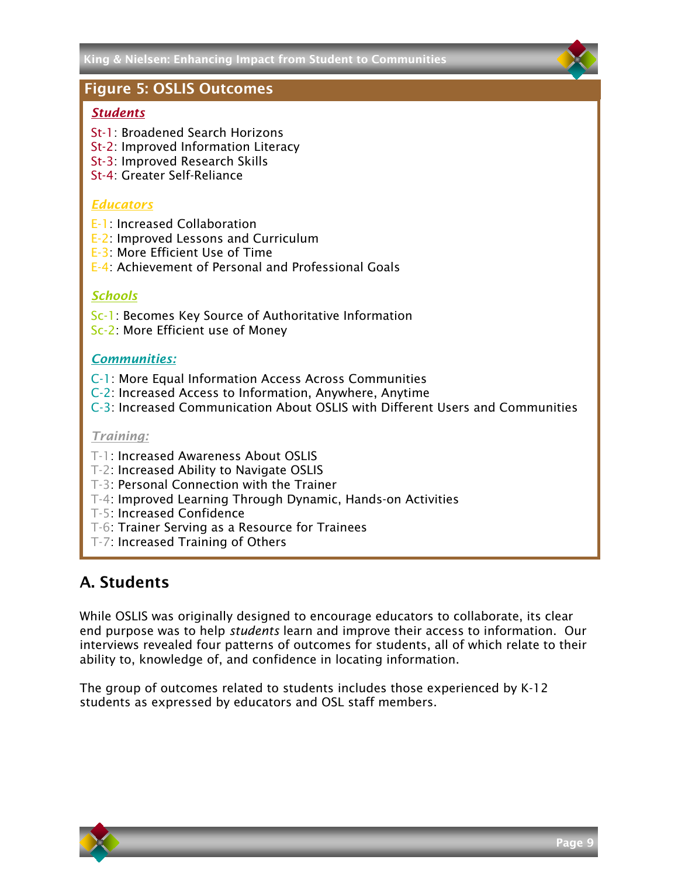## Figure 5: OSLIS Outcomes

***Students***

St-1: Broadened Search Horizons
St-2: Improved Information Literacy
St-3: Improved Research Skills
St-4: Greater Self-Reliance

***Educators***

E-1: Increased Collaboration
E-2: Improved Lessons and Curriculum
E-3: More Efficient Use of Time
E-4: Achievement of Personal and Professional Goals

***Schools***

Sc-1: Becomes Key Source of Authoritative Information
Sc-2: More Efficient use of Money

***Communities:***

C-1: More Equal Information Access Across Communities
C-2: Increased Access to Information, Anywhere, Anytime
C-3: Increased Communication About OSLIS with Different Users and Communities

***Training:***

T-1: Increased Awareness About OSLIS
T-2: Increased Ability to Navigate OSLIS
T-3: Personal Connection with the Trainer
T-4: Improved Learning Through Dynamic, Hands-on Activities
T-5: Increased Confidence
T-6: Trainer Serving as a Resource for Trainees
T-7: Increased Training of Others

## A. Students

While OSLIS was originally designed to encourage educators to collaborate, its clear end purpose was to help *students* learn and improve their access to information. Our interviews revealed four patterns of outcomes for students, all of which relate to their ability to, knowledge of, and confidence in locating information.

The group of outcomes related to students includes those experienced by K-12 students as expressed by educators and OSL staff members.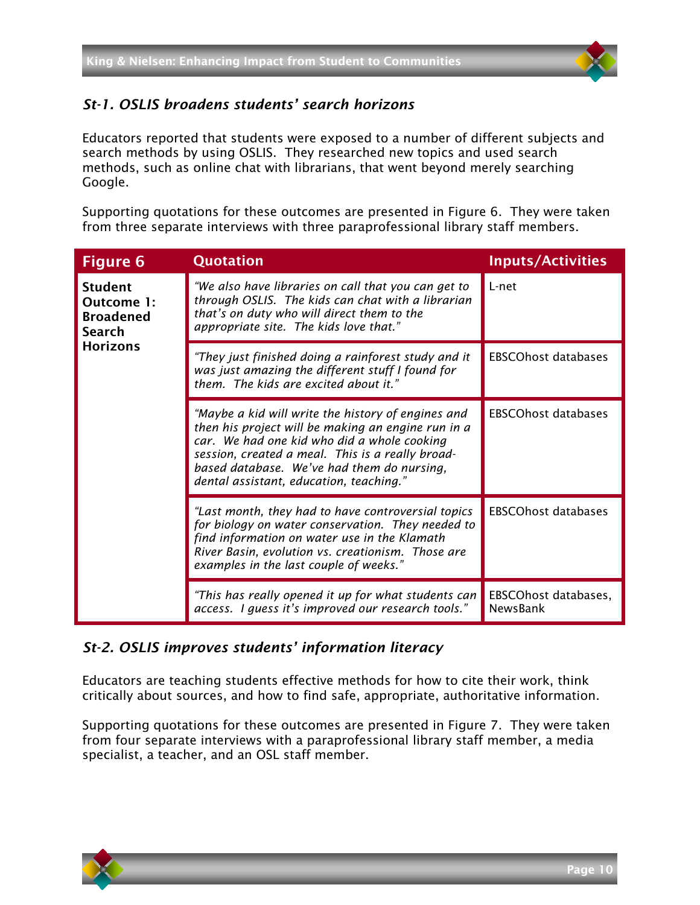### *St-1. OSLIS broadens students' search horizons*

Educators reported that students were exposed to a number of different subjects and search methods by using OSLIS. They researched new topics and used search methods, such as online chat with librarians, that went beyond merely searching Google.

Supporting quotations for these outcomes are presented in Figure 6. They were taken from three separate interviews with three paraprofessional library staff members.

| Figure 6 | Quotation | Inputs/Activities |
|---|---|---|
| **Student Outcome 1: Broadened Search Horizons** | *"We also have libraries on call that you can get to through OSLIS. The kids can chat with a librarian that's on duty who will direct them to the appropriate site. The kids love that."* | L-net |
| | *"They just finished doing a rainforest study and it was just amazing the different stuff I found for them. The kids are excited about it."* | EBSCOhost databases |
| | *"Maybe a kid will write the history of engines and then his project will be making an engine run in a car. We had one kid who did a whole cooking session, created a meal. This is a really broad-based database. We've had them do nursing, dental assistant, education, teaching."* | EBSCOhost databases |
| | *"Last month, they had to have controversial topics for biology on water conservation. They needed to find information on water use in the Klamath River Basin, evolution vs. creationism. Those are examples in the last couple of weeks."* | EBSCOhost databases |
| | *"This has really opened it up for what students can access. I guess it's improved our research tools."* | EBSCOhost databases, NewsBank |

### *St-2. OSLIS improves students' information literacy*

Educators are teaching students effective methods for how to cite their work, think critically about sources, and how to find safe, appropriate, authoritative information.

Supporting quotations for these outcomes are presented in Figure 7. They were taken from four separate interviews with a paraprofessional library staff member, a media specialist, a teacher, and an OSL staff member.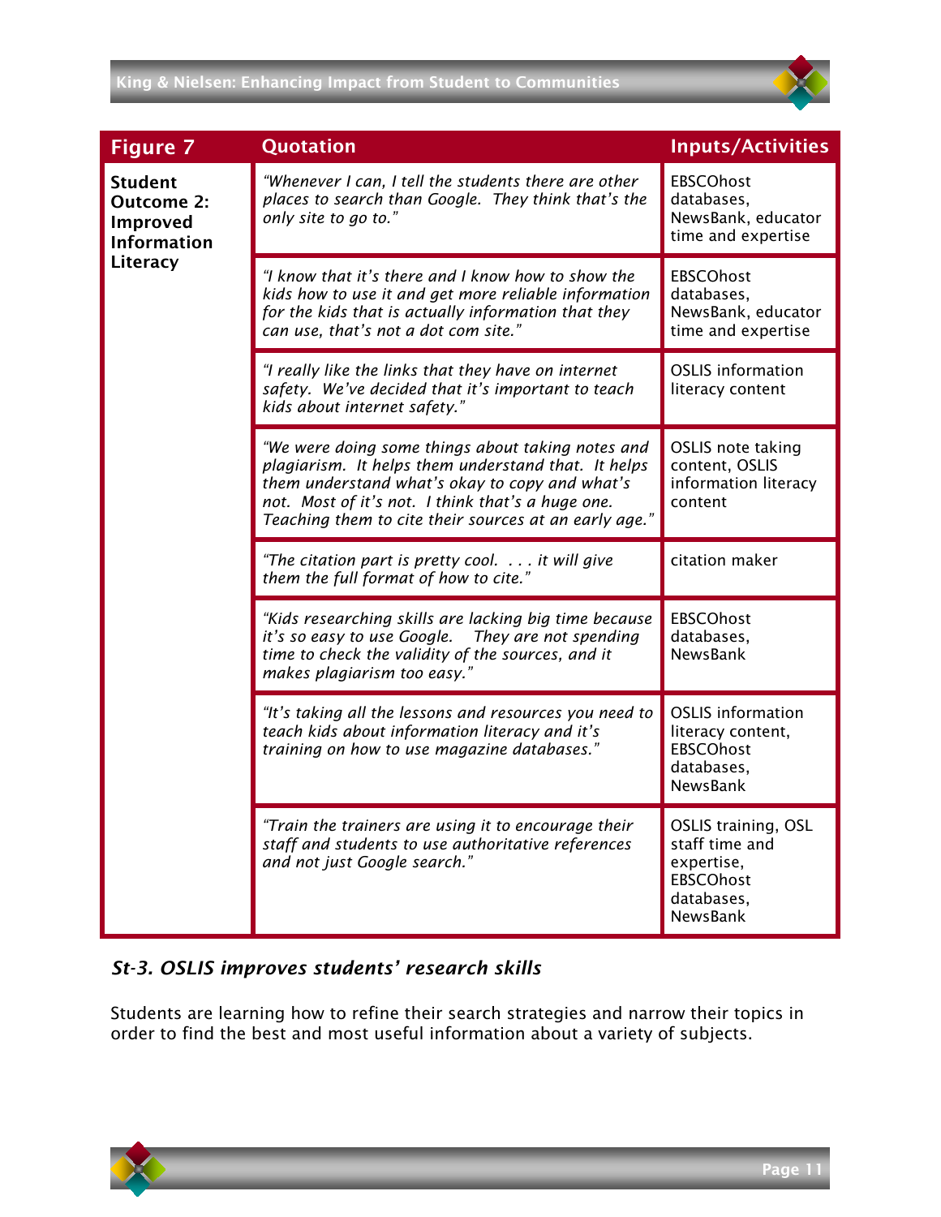| Figure 7 | Quotation | Inputs/Activities |
|---|---|---|
| **Student Outcome 2: Improved Information Literacy** | *"Whenever I can, I tell the students there are other places to search than Google. They think that's the only site to go to."* | EBSCOhost databases, NewsBank, educator time and expertise |
| | *"I know that it's there and I know how to show the kids how to use it and get more reliable information for the kids that is actually information that they can use, that's not a dot com site."* | EBSCOhost databases, NewsBank, educator time and expertise |
| | *"I really like the links that they have on internet safety. We've decided that it's important to teach kids about internet safety."* | OSLIS information literacy content |
| | *"We were doing some things about taking notes and plagiarism. It helps them understand that. It helps them understand what's okay to copy and what's not. Most of it's not. I think that's a huge one. Teaching them to cite their sources at an early age."* | OSLIS note taking content, OSLIS information literacy content |
| | *"The citation part is pretty cool. . . . it will give them the full format of how to cite."* | citation maker |
| | *"Kids researching skills are lacking big time because it's so easy to use Google. They are not spending time to check the validity of the sources, and it makes plagiarism too easy."* | EBSCOhost databases, NewsBank |
| | *"It's taking all the lessons and resources you need to teach kids about information literacy and it's training on how to use magazine databases."* | OSLIS information literacy content, EBSCOhost databases, NewsBank |
| | *"Train the trainers are using it to encourage their staff and students to use authoritative references and not just Google search."* | OSLIS training, OSL staff time and expertise, EBSCOhost databases, NewsBank |

### *St-3. OSLIS improves students' research skills*

Students are learning how to refine their search strategies and narrow their topics in order to find the best and most useful information about a variety of subjects.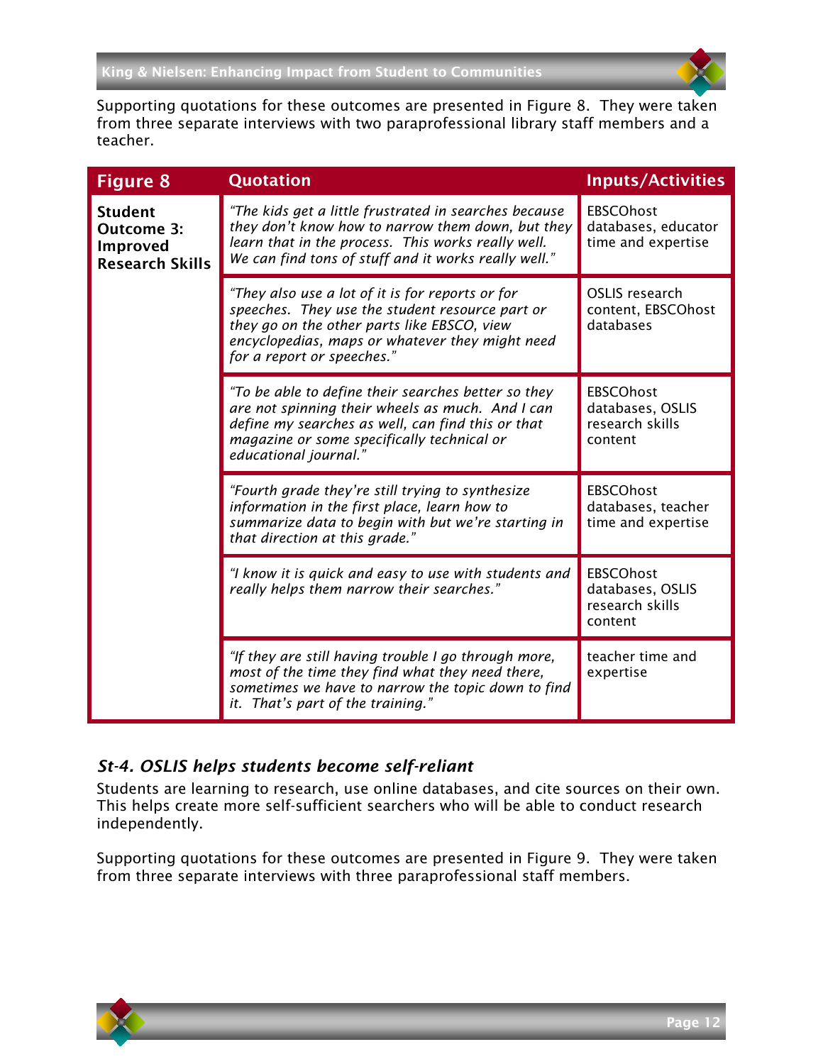Supporting quotations for these outcomes are presented in Figure 8. They were taken from three separate interviews with two paraprofessional library staff members and a teacher.

| Figure 8 | Quotation | Inputs/Activities |
|---|---|---|
| **Student Outcome 3: Improved Research Skills** | *"The kids get a little frustrated in searches because they don't know how to narrow them down, but they learn that in the process. This works really well. We can find tons of stuff and it works really well."* | EBSCOhost databases, educator time and expertise |
| | *"They also use a lot of it is for reports or for speeches. They use the student resource part or they go on the other parts like EBSCO, view encyclopedias, maps or whatever they might need for a report or speeches."* | OSLIS research content, EBSCOhost databases |
| | *"To be able to define their searches better so they are not spinning their wheels as much. And I can define my searches as well, can find this or that magazine or some specifically technical or educational journal."* | EBSCOhost databases, OSLIS research skills content |
| | *"Fourth grade they're still trying to synthesize information in the first place, learn how to summarize data to begin with but we're starting in that direction at this grade."* | EBSCOhost databases, teacher time and expertise |
| | *"I know it is quick and easy to use with students and really helps them narrow their searches."* | EBSCOhost databases, OSLIS research skills content |
| | *"If they are still having trouble I go through more, most of the time they find what they need there, sometimes we have to narrow the topic down to find it. That's part of the training."* | teacher time and expertise |

### *St-4. OSLIS helps students become self-reliant*

Students are learning to research, use online databases, and cite sources on their own. This helps create more self-sufficient searchers who will be able to conduct research independently.

Supporting quotations for these outcomes are presented in Figure 9. They were taken from three separate interviews with three paraprofessional staff members.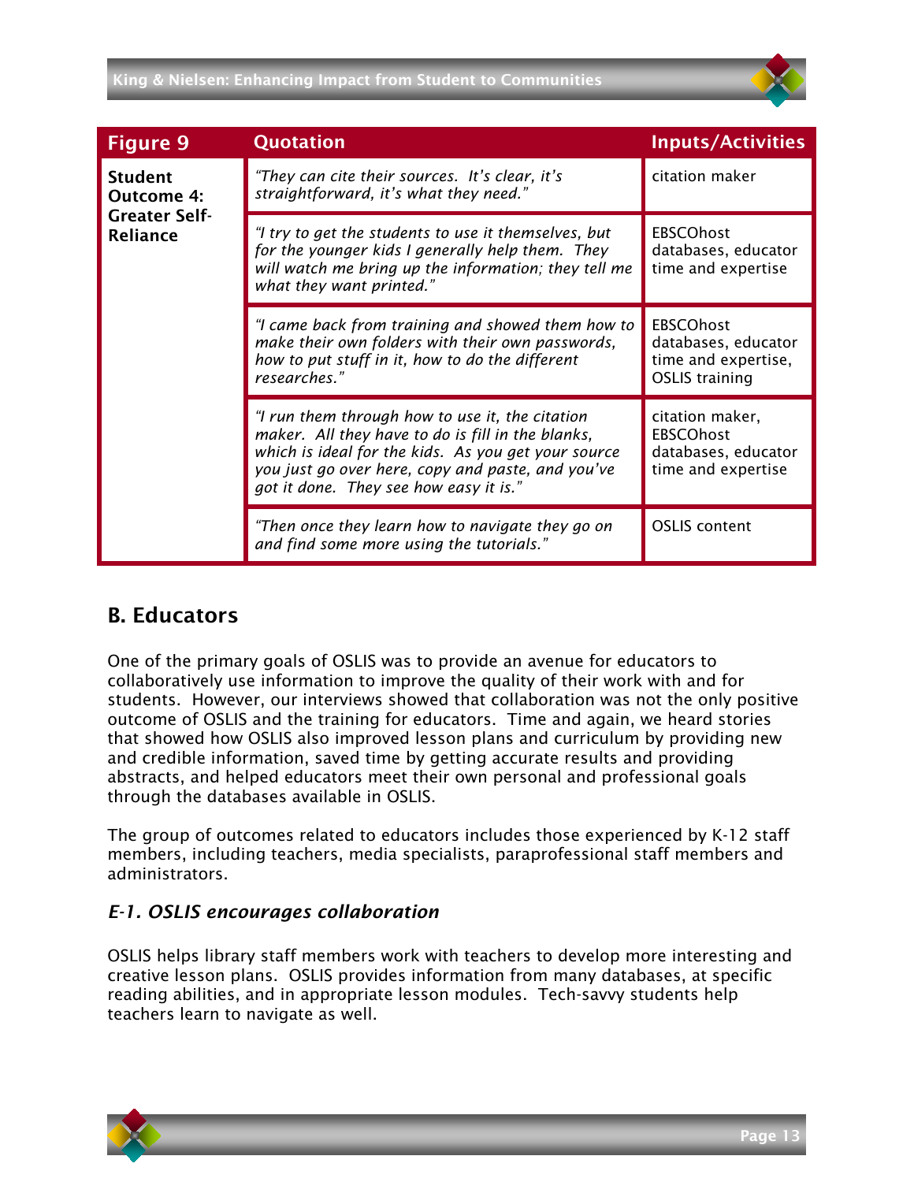| Figure 9 | Quotation | Inputs/Activities |
|---|---|---|
| **Student Outcome 4: Greater Self-Reliance** | *"They can cite their sources. It's clear, it's straightforward, it's what they need."* | citation maker |
| | *"I try to get the students to use it themselves, but for the younger kids I generally help them. They will watch me bring up the information; they tell me what they want printed."* | EBSCOhost databases, educator time and expertise |
| | *"I came back from training and showed them how to make their own folders with their own passwords, how to put stuff in it, how to do the different researches."* | EBSCOhost databases, educator time and expertise, OSLIS training |
| | *"I run them through how to use it, the citation maker. All they have to do is fill in the blanks, which is ideal for the kids. As you get your source you just go over here, copy and paste, and you've got it done. They see how easy it is."* | citation maker, EBSCOhost databases, educator time and expertise |
| | *"Then once they learn how to navigate they go on and find some more using the tutorials."* | OSLIS content |

## B. Educators

One of the primary goals of OSLIS was to provide an avenue for educators to collaboratively use information to improve the quality of their work with and for students. However, our interviews showed that collaboration was not the only positive outcome of OSLIS and the training for educators. Time and again, we heard stories that showed how OSLIS also improved lesson plans and curriculum by providing new and credible information, saved time by getting accurate results and providing abstracts, and helped educators meet their own personal and professional goals through the databases available in OSLIS.

The group of outcomes related to educators includes those experienced by K-12 staff members, including teachers, media specialists, paraprofessional staff members and administrators.

### *E-1. OSLIS encourages collaboration*

OSLIS helps library staff members work with teachers to develop more interesting and creative lesson plans. OSLIS provides information from many databases, at specific reading abilities, and in appropriate lesson modules. Tech-savvy students help teachers learn to navigate as well.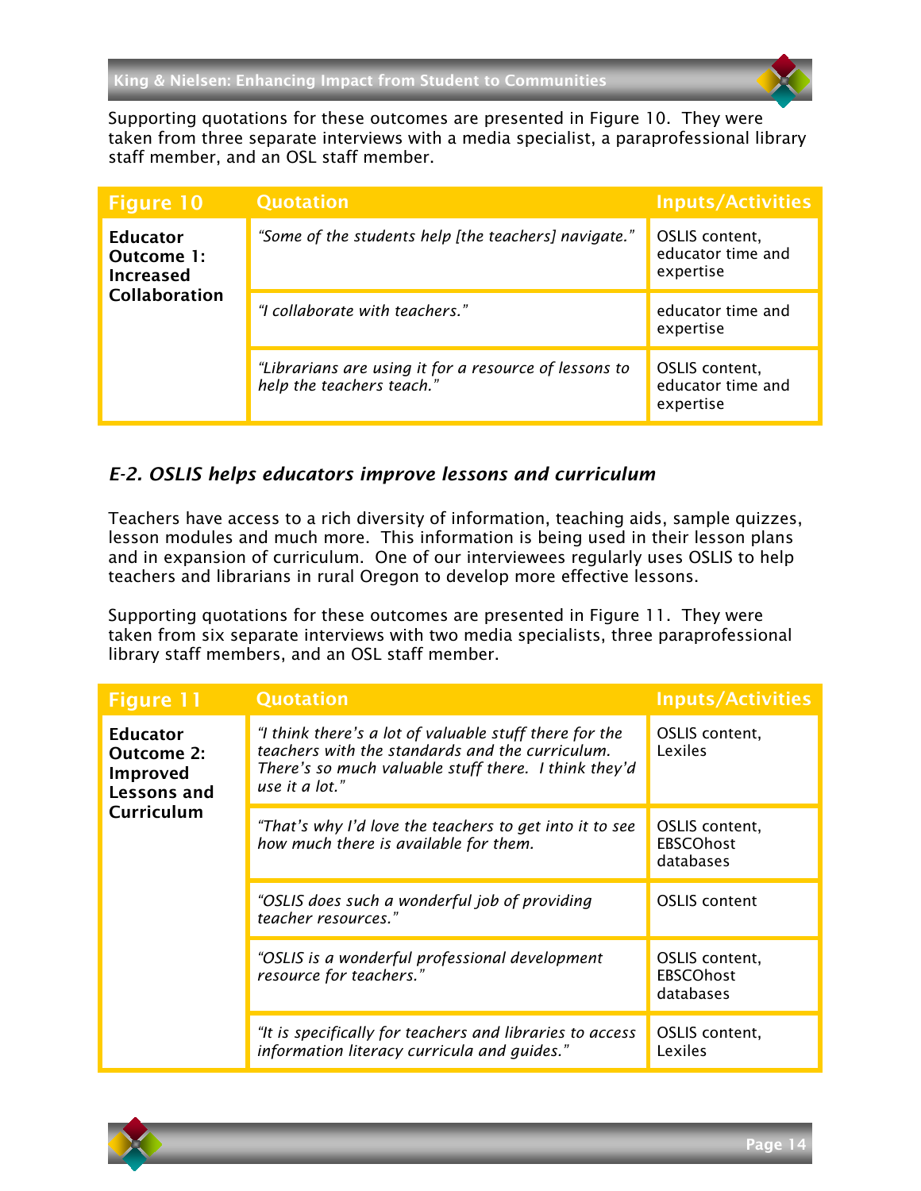Supporting quotations for these outcomes are presented in Figure 10. They were taken from three separate interviews with a media specialist, a paraprofessional library staff member, and an OSL staff member.

| Figure 10 | Quotation | Inputs/Activities |
|---|---|---|
| **Educator Outcome 1: Increased Collaboration** | *"Some of the students help [the teachers] navigate."* | OSLIS content, educator time and expertise |
| | *"I collaborate with teachers."* | educator time and expertise |
| | *"Librarians are using it for a resource of lessons to help the teachers teach."* | OSLIS content, educator time and expertise |

### *E-2. OSLIS helps educators improve lessons and curriculum*

Teachers have access to a rich diversity of information, teaching aids, sample quizzes, lesson modules and much more. This information is being used in their lesson plans and in expansion of curriculum. One of our interviewees regularly uses OSLIS to help teachers and librarians in rural Oregon to develop more effective lessons.

Supporting quotations for these outcomes are presented in Figure 11. They were taken from six separate interviews with two media specialists, three paraprofessional library staff members, and an OSL staff member.

| Figure 11 | Quotation | Inputs/Activities |
|---|---|---|
| **Educator Outcome 2: Improved Lessons and Curriculum** | *"I think there's a lot of valuable stuff there for the teachers with the standards and the curriculum. There's so much valuable stuff there. I think they'd use it a lot."* | OSLIS content, Lexiles |
| | *"That's why I'd love the teachers to get into it to see how much there is available for them.* | OSLIS content, EBSCOhost databases |
| | *"OSLIS does such a wonderful job of providing teacher resources."* | OSLIS content |
| | *"OSLIS is a wonderful professional development resource for teachers."* | OSLIS content, EBSCOhost databases |
| | *"It is specifically for teachers and libraries to access information literacy curricula and guides."* | OSLIS content, Lexiles |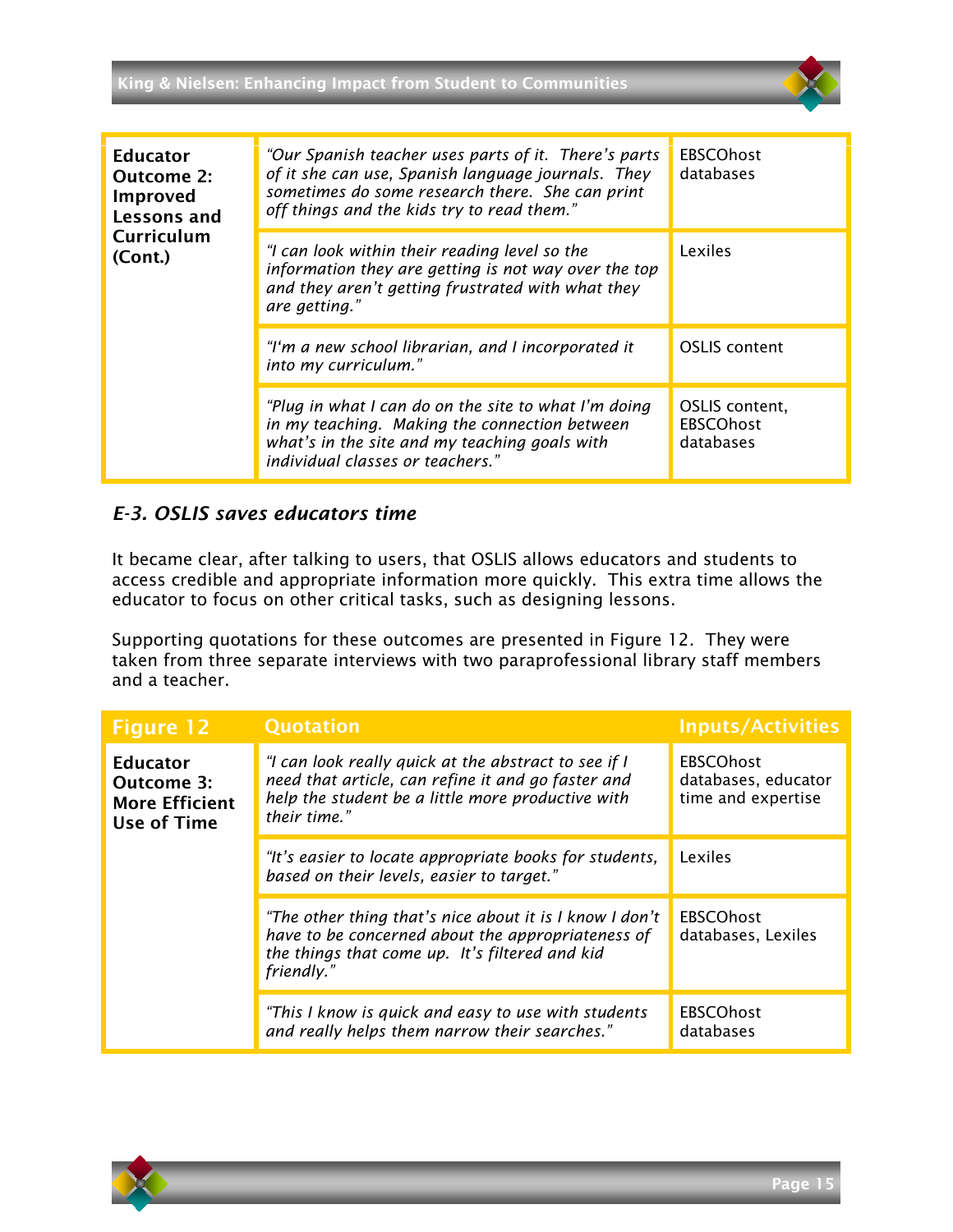| | | |
|---|---|---|
| **Educator Outcome 2: Improved Lessons and Curriculum (Cont.)** | *"Our Spanish teacher uses parts of it. There's parts of it she can use, Spanish language journals. They sometimes do some research there. She can print off things and the kids try to read them."* | EBSCOhost databases |
| | *"I can look within their reading level so the information they are getting is not way over the top and they aren't getting frustrated with what they are getting."* | Lexiles |
| | *"I'm a new school librarian, and I incorporated it into my curriculum."* | OSLIS content |
| | *"Plug in what I can do on the site to what I'm doing in my teaching. Making the connection between what's in the site and my teaching goals with individual classes or teachers."* | OSLIS content, EBSCOhost databases |

### *E-3. OSLIS saves educators time*

It became clear, after talking to users, that OSLIS allows educators and students to access credible and appropriate information more quickly. This extra time allows the educator to focus on other critical tasks, such as designing lessons.

Supporting quotations for these outcomes are presented in Figure 12. They were taken from three separate interviews with two paraprofessional library staff members and a teacher.

| Figure 12 | Quotation | Inputs/Activities |
|---|---|---|
| **Educator Outcome 3: More Efficient Use of Time** | *"I can look really quick at the abstract to see if I need that article, can refine it and go faster and help the student be a little more productive with their time."* | EBSCOhost databases, educator time and expertise |
| | *"It's easier to locate appropriate books for students, based on their levels, easier to target."* | Lexiles |
| | *"The other thing that's nice about it is I know I don't have to be concerned about the appropriateness of the things that come up. It's filtered and kid friendly."* | EBSCOhost databases, Lexiles |
| | *"This I know is quick and easy to use with students and really helps them narrow their searches."* | EBSCOhost databases |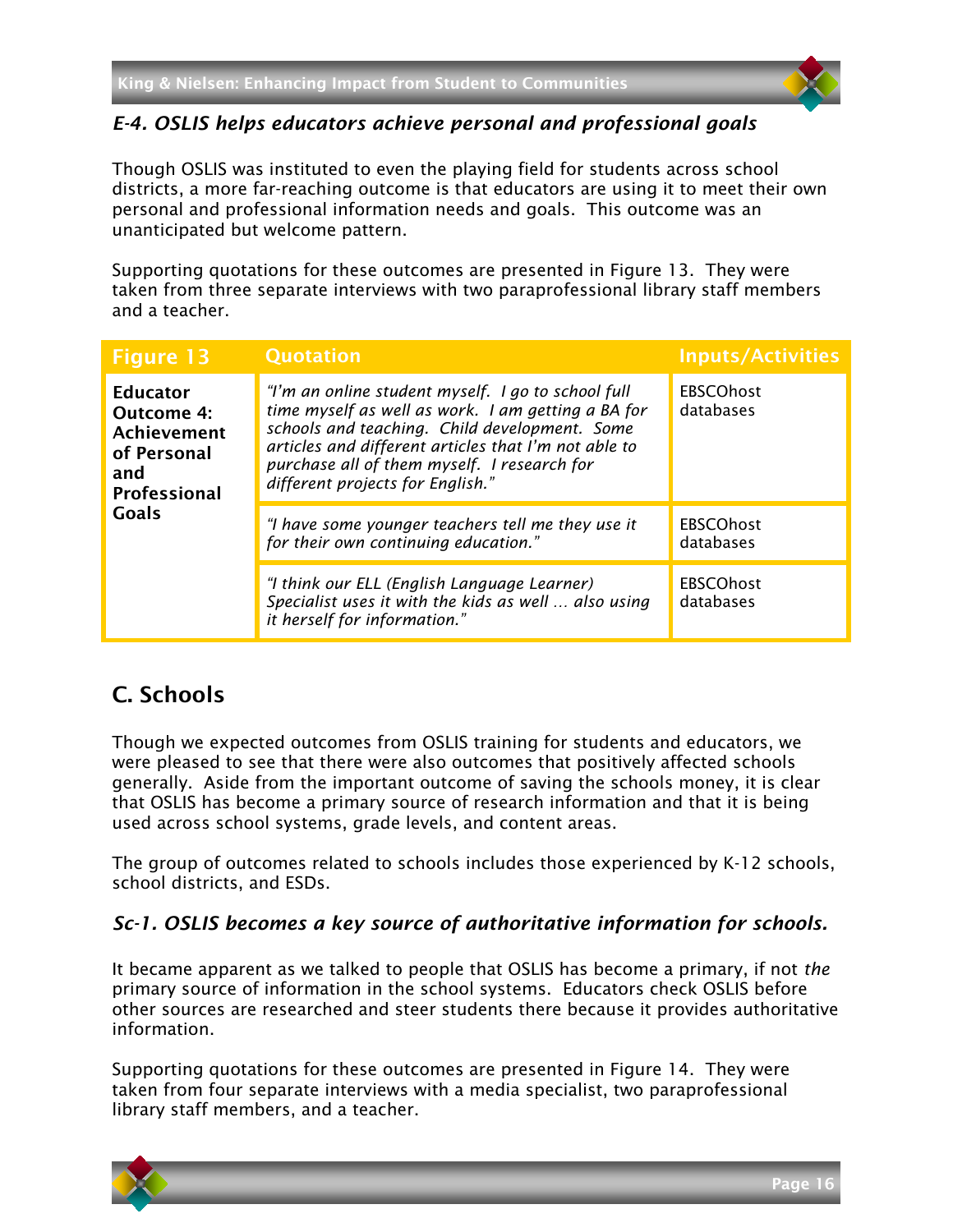### *E-4. OSLIS helps educators achieve personal and professional goals*

Though OSLIS was instituted to even the playing field for students across school districts, a more far-reaching outcome is that educators are using it to meet their own personal and professional information needs and goals. This outcome was an unanticipated but welcome pattern.

Supporting quotations for these outcomes are presented in Figure 13. They were taken from three separate interviews with two paraprofessional library staff members and a teacher.

| Figure 13 | Quotation | Inputs/Activities |
|---|---|---|
| **Educator Outcome 4: Achievement of Personal and Professional Goals** | *"I'm an online student myself. I go to school full time myself as well as work. I am getting a BA for schools and teaching. Child development. Some articles and different articles that I'm not able to purchase all of them myself. I research for different projects for English."* | EBSCOhost databases |
| | *"I have some younger teachers tell me they use it for their own continuing education."* | EBSCOhost databases |
| | *"I think our ELL (English Language Learner) Specialist uses it with the kids as well … also using it herself for information."* | EBSCOhost databases |

## C. Schools

Though we expected outcomes from OSLIS training for students and educators, we were pleased to see that there were also outcomes that positively affected schools generally. Aside from the important outcome of saving the schools money, it is clear that OSLIS has become a primary source of research information and that it is being used across school systems, grade levels, and content areas.

The group of outcomes related to schools includes those experienced by K-12 schools, school districts, and ESDs.

### *Sc-1. OSLIS becomes a key source of authoritative information for schools.*

It became apparent as we talked to people that OSLIS has become a primary, if not *the* primary source of information in the school systems. Educators check OSLIS before other sources are researched and steer students there because it provides authoritative information.

Supporting quotations for these outcomes are presented in Figure 14. They were taken from four separate interviews with a media specialist, two paraprofessional library staff members, and a teacher.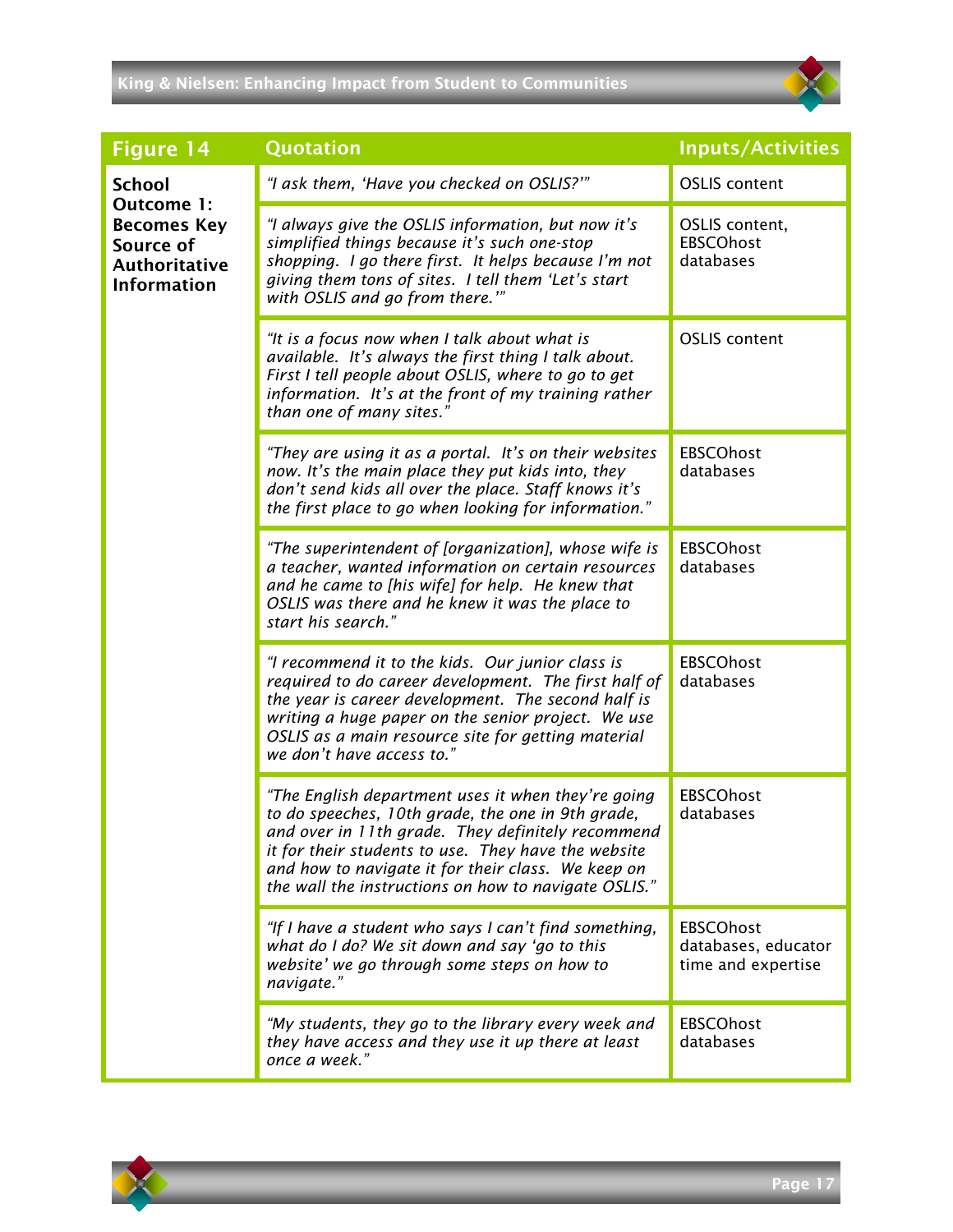| Figure 14 | Quotation | Inputs/Activities |
|---|---|---|
| **School Outcome 1: Becomes Key Source of Authoritative Information** | *"I ask them, 'Have you checked on OSLIS?'"* | OSLIS content |
| | *"I always give the OSLIS information, but now it's simplified things because it's such one-stop shopping. I go there first. It helps because I'm not giving them tons of sites. I tell them 'Let's start with OSLIS and go from there.'"* | OSLIS content, EBSCOhost databases |
| | *"It is a focus now when I talk about what is available. It's always the first thing I talk about. First I tell people about OSLIS, where to go to get information. It's at the front of my training rather than one of many sites."* | OSLIS content |
| | *"They are using it as a portal. It's on their websites now. It's the main place they put kids into, they don't send kids all over the place. Staff knows it's the first place to go when looking for information."* | EBSCOhost databases |
| | *"The superintendent of [organization], whose wife is a teacher, wanted information on certain resources and he came to [his wife] for help. He knew that OSLIS was there and he knew it was the place to start his search."* | EBSCOhost databases |
| | *"I recommend it to the kids. Our junior class is required to do career development. The first half of the year is career development. The second half is writing a huge paper on the senior project. We use OSLIS as a main resource site for getting material we don't have access to."* | EBSCOhost databases |
| | *"The English department uses it when they're going to do speeches, 10th grade, the one in 9th grade, and over in 11th grade. They definitely recommend it for their students to use. They have the website and how to navigate it for their class. We keep on the wall the instructions on how to navigate OSLIS."* | EBSCOhost databases |
| | *"If I have a student who says I can't find something, what do I do? We sit down and say 'go to this website' we go through some steps on how to navigate."* | EBSCOhost databases, educator time and expertise |
| | *"My students, they go to the library every week and they have access and they use it up there at least once a week."* | EBSCOhost databases |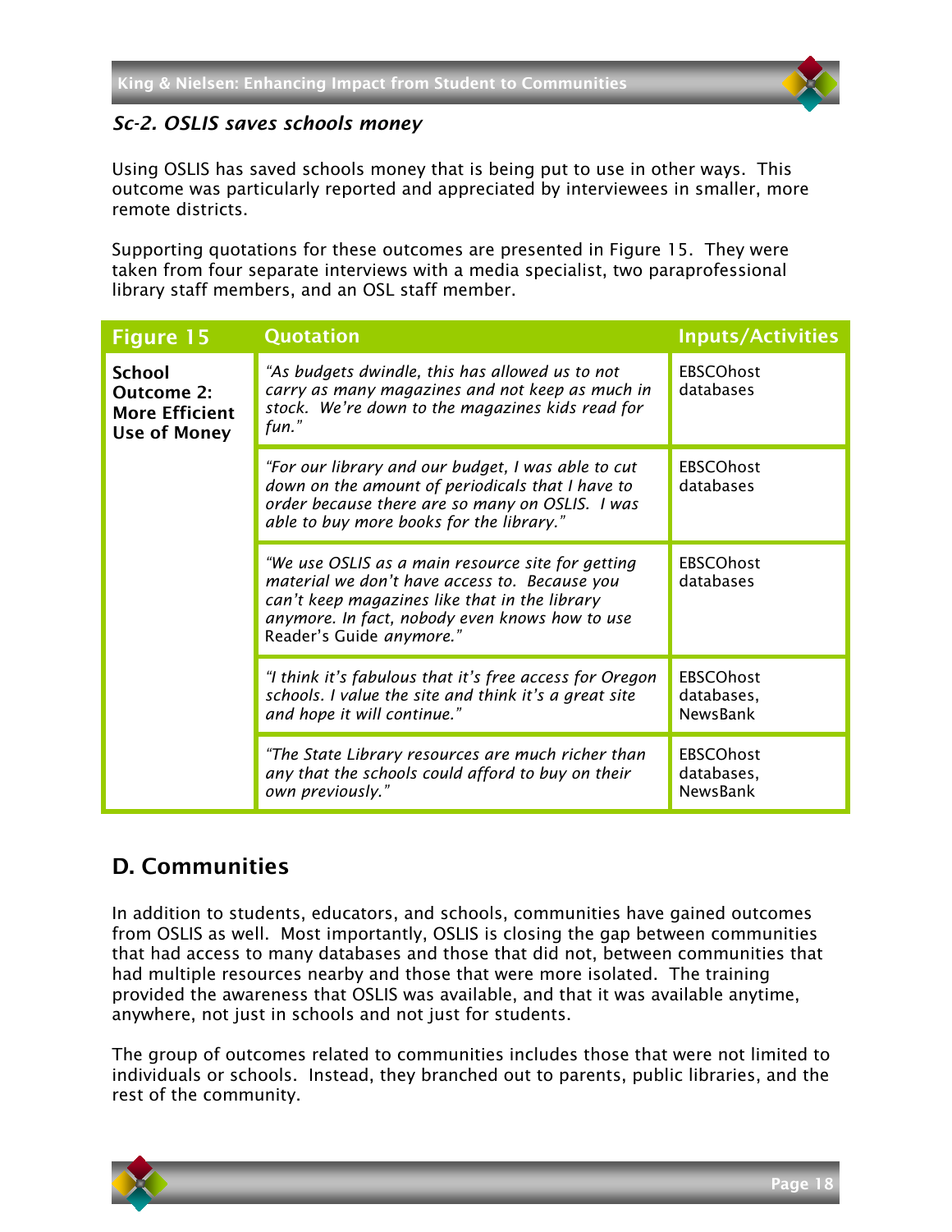*Sc-2. OSLIS saves schools money*

Using OSLIS has saved schools money that is being put to use in other ways. This outcome was particularly reported and appreciated by interviewees in smaller, more remote districts.

Supporting quotations for these outcomes are presented in Figure 15. They were taken from four separate interviews with a media specialist, two paraprofessional library staff members, and an OSL staff member.

| Figure 15 | Quotation | Inputs/Activities |
|---|---|---|
| **School Outcome 2: More Efficient Use of Money** | *"As budgets dwindle, this has allowed us to not carry as many magazines and not keep as much in stock. We're down to the magazines kids read for fun."* | EBSCOhost databases |
| | *"For our library and our budget, I was able to cut down on the amount of periodicals that I have to order because there are so many on OSLIS. I was able to buy more books for the library."* | EBSCOhost databases |
| | *"We use OSLIS as a main resource site for getting material we don't have access to. Because you can't keep magazines like that in the library anymore. In fact, nobody even knows how to use* Reader's Guide *anymore."* | EBSCOhost databases |
| | *"I think it's fabulous that it's free access for Oregon schools. I value the site and think it's a great site and hope it will continue."* | EBSCOhost databases, NewsBank |
| | *"The State Library resources are much richer than any that the schools could afford to buy on their own previously."* | EBSCOhost databases, NewsBank |

## D. Communities

In addition to students, educators, and schools, communities have gained outcomes from OSLIS as well. Most importantly, OSLIS is closing the gap between communities that had access to many databases and those that did not, between communities that had multiple resources nearby and those that were more isolated. The training provided the awareness that OSLIS was available, and that it was available anytime, anywhere, not just in schools and not just for students.

The group of outcomes related to communities includes those that were not limited to individuals or schools. Instead, they branched out to parents, public libraries, and the rest of the community.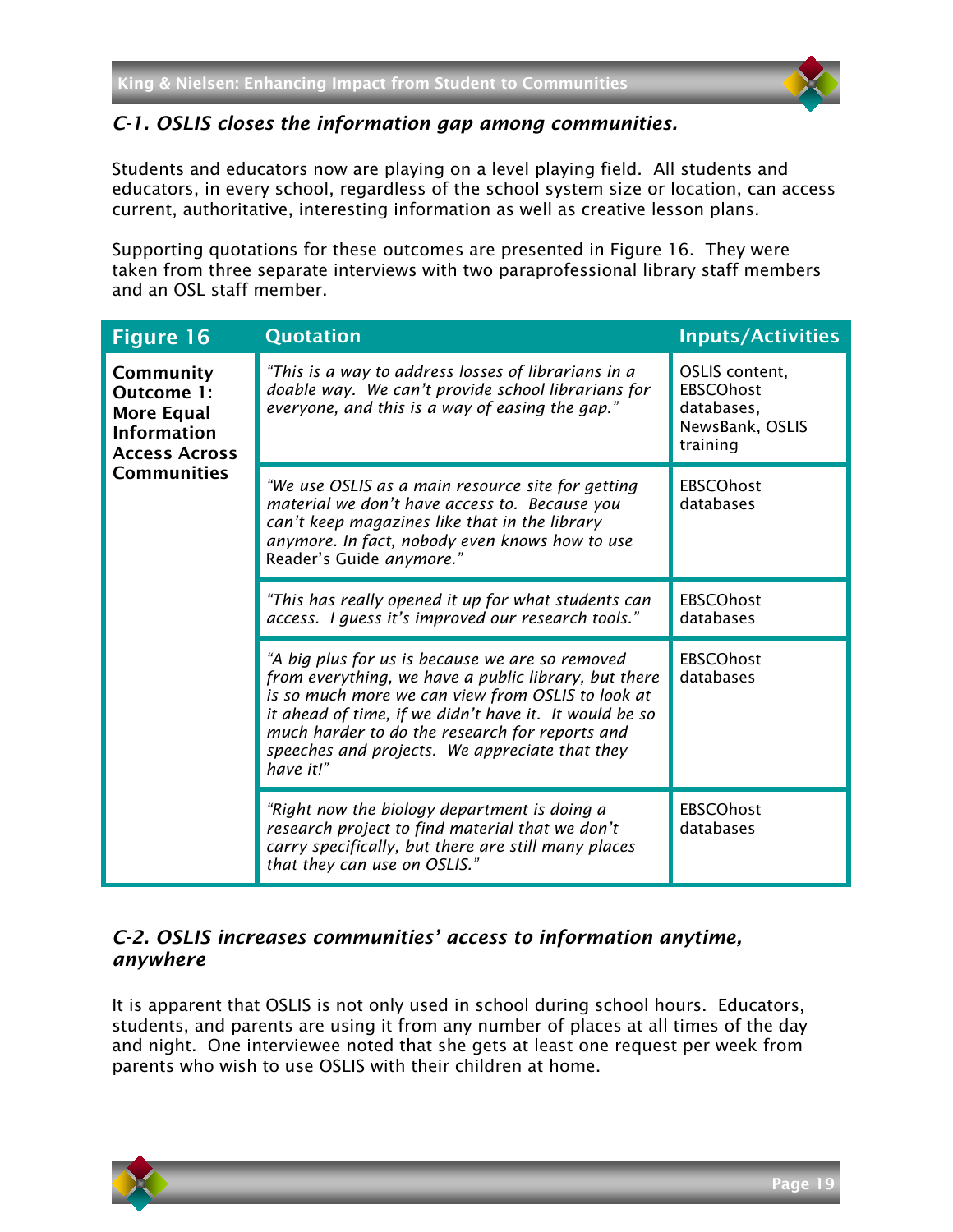### *C-1. OSLIS closes the information gap among communities.*

Students and educators now are playing on a level playing field. All students and educators, in every school, regardless of the school system size or location, can access current, authoritative, interesting information as well as creative lesson plans.

Supporting quotations for these outcomes are presented in Figure 16. They were taken from three separate interviews with two paraprofessional library staff members and an OSL staff member.

| Figure 16 | Quotation | Inputs/Activities |
|---|---|---|
| **Community Outcome 1: More Equal Information Access Across Communities** | *"This is a way to address losses of librarians in a doable way. We can't provide school librarians for everyone, and this is a way of easing the gap."* | OSLIS content, EBSCOhost databases, NewsBank, OSLIS training |
| | *"We use OSLIS as a main resource site for getting material we don't have access to. Because you can't keep magazines like that in the library anymore. In fact, nobody even knows how to use* Reader's Guide *anymore."* | EBSCOhost databases |
| | *"This has really opened it up for what students can access. I guess it's improved our research tools."* | EBSCOhost databases |
| | *"A big plus for us is because we are so removed from everything, we have a public library, but there is so much more we can view from OSLIS to look at it ahead of time, if we didn't have it. It would be so much harder to do the research for reports and speeches and projects. We appreciate that they have it!"* | EBSCOhost databases |
| | *"Right now the biology department is doing a research project to find material that we don't carry specifically, but there are still many places that they can use on OSLIS."* | EBSCOhost databases |

### *C-2. OSLIS increases communities' access to information anytime, anywhere*

It is apparent that OSLIS is not only used in school during school hours. Educators, students, and parents are using it from any number of places at all times of the day and night. One interviewee noted that she gets at least one request per week from parents who wish to use OSLIS with their children at home.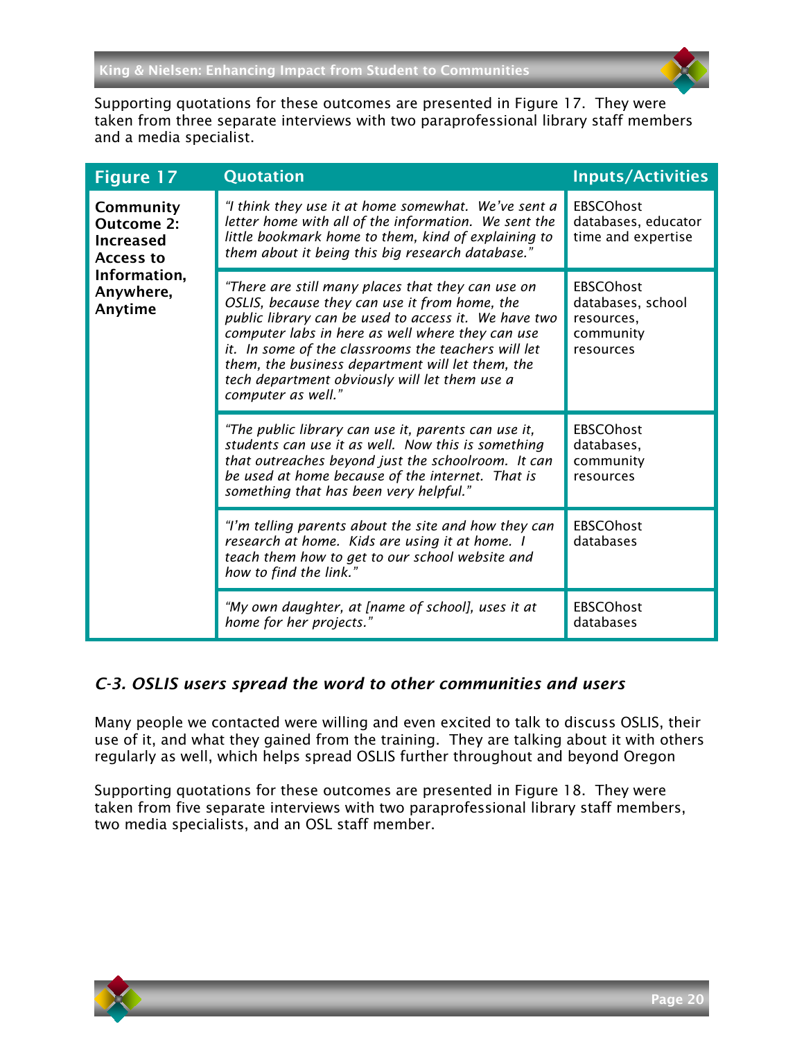Supporting quotations for these outcomes are presented in Figure 17. They were taken from three separate interviews with two paraprofessional library staff members and a media specialist.

| Figure 17 | Quotation | Inputs/Activities |
| --- | --- | --- |
| **Community Outcome 2: Increased Access to Information, Anywhere, Anytime** | *"I think they use it at home somewhat. We've sent a letter home with all of the information. We sent the little bookmark home to them, kind of explaining to them about it being this big research database."* | EBSCOhost databases, educator time and expertise |
| | *"There are still many places that they can use on OSLIS, because they can use it from home, the public library can be used to access it. We have two computer labs in here as well where they can use it. In some of the classrooms the teachers will let them, the business department will let them, the tech department obviously will let them use a computer as well."* | EBSCOhost databases, school resources, community resources |
| | *"The public library can use it, parents can use it, students can use it as well. Now this is something that outreaches beyond just the schoolroom. It can be used at home because of the internet. That is something that has been very helpful."* | EBSCOhost databases, community resources |
| | *"I'm telling parents about the site and how they can research at home. Kids are using it at home. I teach them how to get to our school website and how to find the link."* | EBSCOhost databases |
| | *"My own daughter, at [name of school], uses it at home for her projects."* | EBSCOhost databases |

### *C-3. OSLIS users spread the word to other communities and users*

Many people we contacted were willing and even excited to talk to discuss OSLIS, their use of it, and what they gained from the training. They are talking about it with others regularly as well, which helps spread OSLIS further throughout and beyond Oregon

Supporting quotations for these outcomes are presented in Figure 18. They were taken from five separate interviews with two paraprofessional library staff members, two media specialists, and an OSL staff member.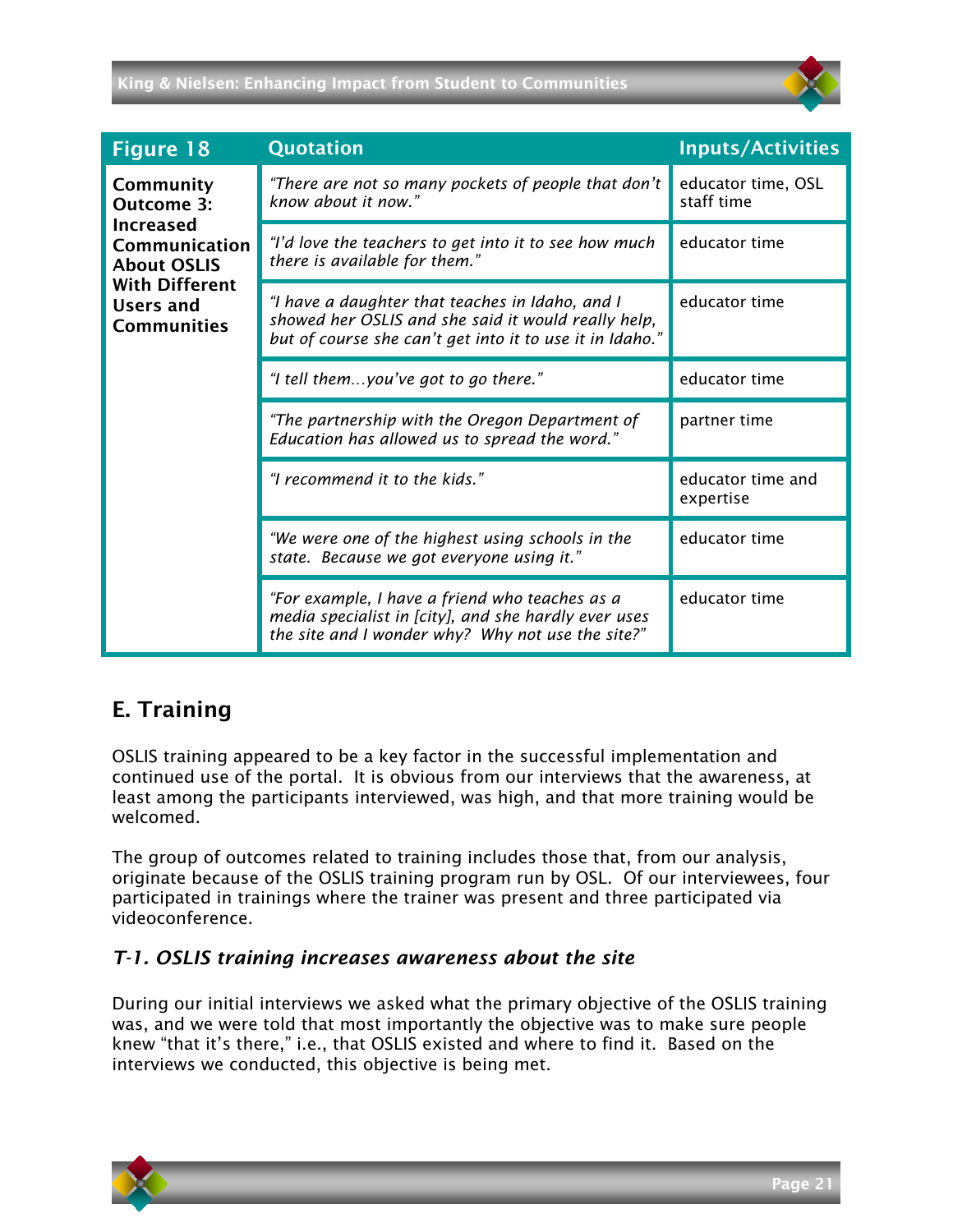| Figure 18 | Quotation | Inputs/Activities |
| --- | --- | --- |
| **Community Outcome 3: Increased Communication About OSLIS With Different Users and Communities** | *"There are not so many pockets of people that don't know about it now."* | educator time, OSL staff time |
| | *"I'd love the teachers to get into it to see how much there is available for them."* | educator time |
| | *"I have a daughter that teaches in Idaho, and I showed her OSLIS and she said it would really help, but of course she can't get into it to use it in Idaho."* | educator time |
| | *"I tell them…you've got to go there."* | educator time |
| | *"The partnership with the Oregon Department of Education has allowed us to spread the word."* | partner time |
| | *"I recommend it to the kids."* | educator time and expertise |
| | *"We were one of the highest using schools in the state. Because we got everyone using it."* | educator time |
| | *"For example, I have a friend who teaches as a media specialist in [city], and she hardly ever uses the site and I wonder why? Why not use the site?"* | educator time |

## E. Training

OSLIS training appeared to be a key factor in the successful implementation and continued use of the portal. It is obvious from our interviews that the awareness, at least among the participants interviewed, was high, and that more training would be welcomed.

The group of outcomes related to training includes those that, from our analysis, originate because of the OSLIS training program run by OSL. Of our interviewees, four participated in trainings where the trainer was present and three participated via videoconference.

### *T-1. OSLIS training increases awareness about the site*

During our initial interviews we asked what the primary objective of the OSLIS training was, and we were told that most importantly the objective was to make sure people knew "that it's there," i.e., that OSLIS existed and where to find it. Based on the interviews we conducted, this objective is being met.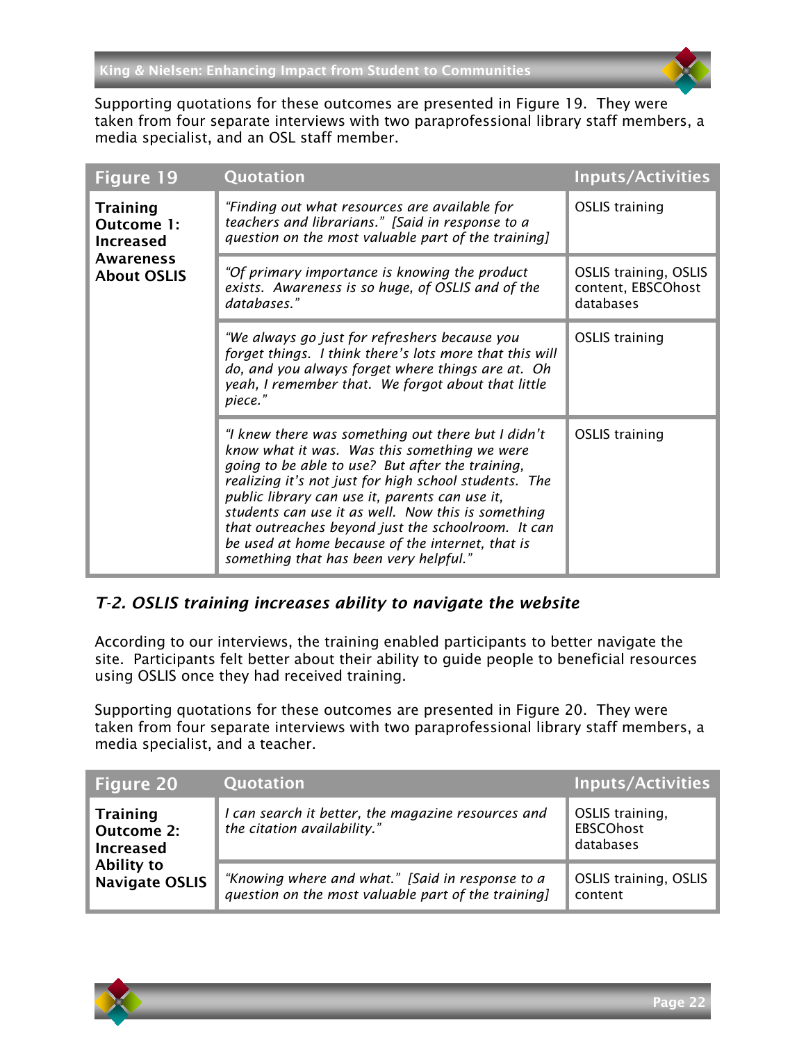Supporting quotations for these outcomes are presented in Figure 19. They were taken from four separate interviews with two paraprofessional library staff members, a media specialist, and an OSL staff member.

| Figure 19 | Quotation | Inputs/Activities |
|---|---|---|
| **Training Outcome 1: Increased Awareness About OSLIS** | *"Finding out what resources are available for teachers and librarians." [Said in response to a question on the most valuable part of the training]* | OSLIS training |
| | *"Of primary importance is knowing the product exists. Awareness is so huge, of OSLIS and of the databases."* | OSLIS training, OSLIS content, EBSCOhost databases |
| | *"We always go just for refreshers because you forget things. I think there's lots more that this will do, and you always forget where things are at. Oh yeah, I remember that. We forgot about that little piece."* | OSLIS training |
| | *"I knew there was something out there but I didn't know what it was. Was this something we were going to be able to use? But after the training, realizing it's not just for high school students. The public library can use it, parents can use it, students can use it as well. Now this is something that outreaches beyond just the schoolroom. It can be used at home because of the internet, that is something that has been very helpful."* | OSLIS training |

### *T-2. OSLIS training increases ability to navigate the website*

According to our interviews, the training enabled participants to better navigate the site. Participants felt better about their ability to guide people to beneficial resources using OSLIS once they had received training.

Supporting quotations for these outcomes are presented in Figure 20. They were taken from four separate interviews with two paraprofessional library staff members, a media specialist, and a teacher.

| Figure 20 | Quotation | Inputs/Activities |
|---|---|---|
| **Training Outcome 2: Increased Ability to Navigate OSLIS** | *I can search it better, the magazine resources and the citation availability."* | OSLIS training, EBSCOhost databases |
| | *"Knowing where and what." [Said in response to a question on the most valuable part of the training]* | OSLIS training, OSLIS content |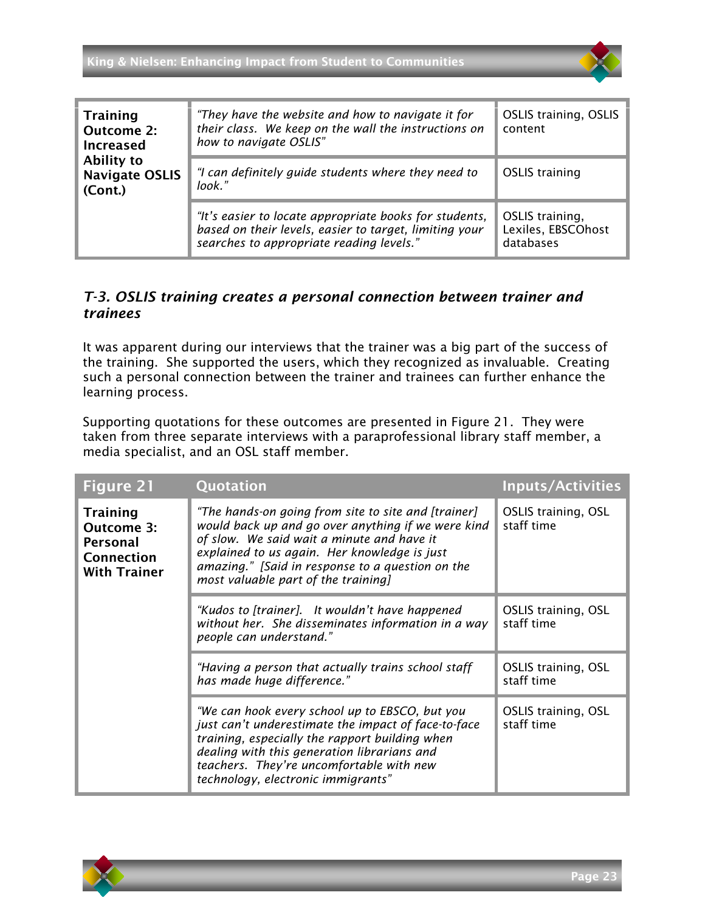| Training Outcome 2: Increased Ability to Navigate OSLIS (Cont.) | *"They have the website and how to navigate it for their class. We keep on the wall the instructions on how to navigate OSLIS"* | OSLIS training, OSLIS content |
|---|---|---|
| | *"I can definitely guide students where they need to look."* | OSLIS training |
| | *"It's easier to locate appropriate books for students, based on their levels, easier to target, limiting your searches to appropriate reading levels."* | OSLIS training, Lexiles, EBSCOhost databases |

### *T-3. OSLIS training creates a personal connection between trainer and trainees*

It was apparent during our interviews that the trainer was a big part of the success of the training. She supported the users, which they recognized as invaluable. Creating such a personal connection between the trainer and trainees can further enhance the learning process.

Supporting quotations for these outcomes are presented in Figure 21. They were taken from three separate interviews with a paraprofessional library staff member, a media specialist, and an OSL staff member.

| Figure 21 | Quotation | Inputs/Activities |
|---|---|---|
| **Training Outcome 3: Personal Connection With Trainer** | *"The hands-on going from site to site and [trainer] would back up and go over anything if we were kind of slow. We said wait a minute and have it explained to us again. Her knowledge is just amazing." [Said in response to a question on the most valuable part of the training]* | OSLIS training, OSL staff time |
| | *"Kudos to [trainer]. It wouldn't have happened without her. She disseminates information in a way people can understand."* | OSLIS training, OSL staff time |
| | *"Having a person that actually trains school staff has made huge difference."* | OSLIS training, OSL staff time |
| | *"We can hook every school up to EBSCO, but you just can't underestimate the impact of face-to-face training, especially the rapport building when dealing with this generation librarians and teachers. They're uncomfortable with new technology, electronic immigrants"* | OSLIS training, OSL staff time |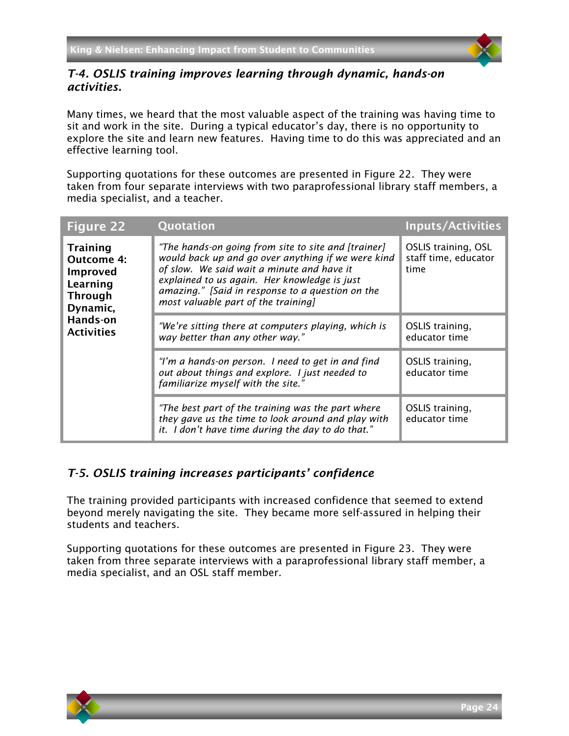### *T-4. OSLIS training improves learning through dynamic, hands-on activities.*

Many times, we heard that the most valuable aspect of the training was having time to sit and work in the site. During a typical educator's day, there is no opportunity to explore the site and learn new features. Having time to do this was appreciated and an effective learning tool.

Supporting quotations for these outcomes are presented in Figure 22. They were taken from four separate interviews with two paraprofessional library staff members, a media specialist, and a teacher.

| Figure 22 | Quotation | Inputs/Activities |
| --- | --- | --- |
| **Training Outcome 4: Improved Learning Through Dynamic, Hands-on Activities** | *"The hands-on going from site to site and [trainer] would back up and go over anything if we were kind of slow. We said wait a minute and have it explained to us again. Her knowledge is just amazing." [Said in response to a question on the most valuable part of the training]* | OSLIS training, OSL staff time, educator time |
| | *"We're sitting there at computers playing, which is way better than any other way."* | OSLIS training, educator time |
| | *"I'm a hands-on person. I need to get in and find out about things and explore. I just needed to familiarize myself with the site."* | OSLIS training, educator time |
| | *"The best part of the training was the part where they gave us the time to look around and play with it. I don't have time during the day to do that."* | OSLIS training, educator time |

### *T-5. OSLIS training increases participants' confidence*

The training provided participants with increased confidence that seemed to extend beyond merely navigating the site. They became more self-assured in helping their students and teachers.

Supporting quotations for these outcomes are presented in Figure 23. They were taken from three separate interviews with a paraprofessional library staff member, a media specialist, and an OSL staff member.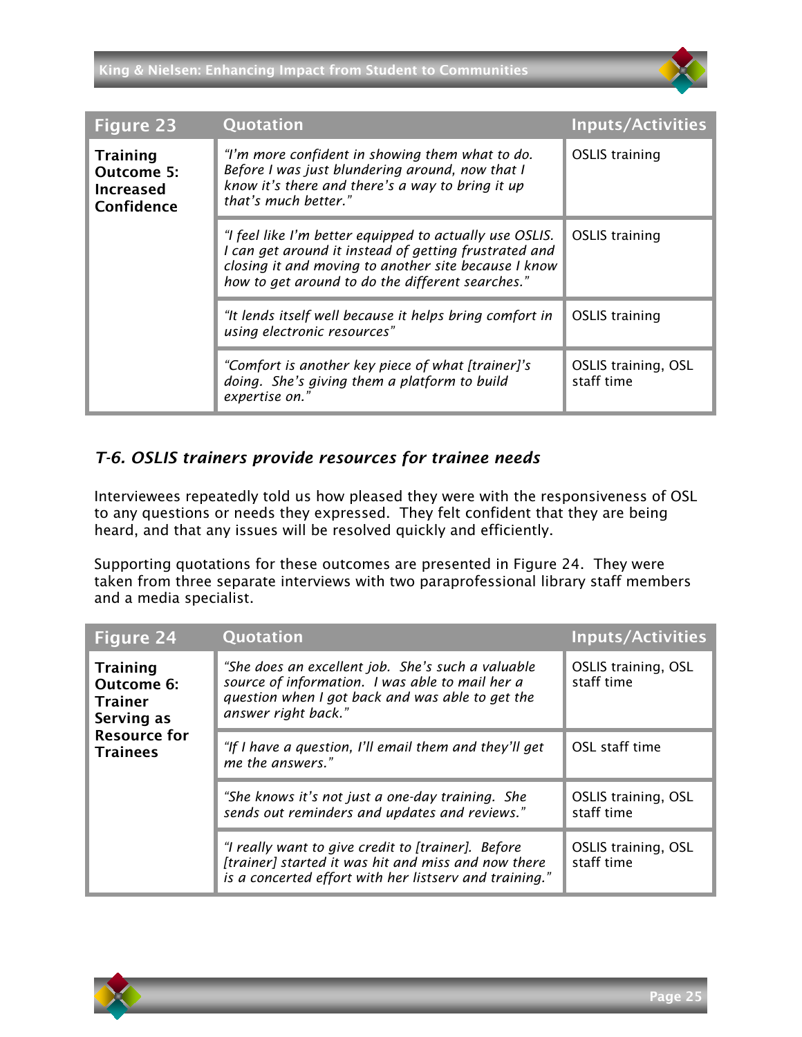| Figure 23 | Quotation | Inputs/Activities |
|---|---|---|
| **Training Outcome 5: Increased Confidence** | *"I'm more confident in showing them what to do. Before I was just blundering around, now that I know it's there and there's a way to bring it up that's much better."* | OSLIS training |
| | *"I feel like I'm better equipped to actually use OSLIS. I can get around it instead of getting frustrated and closing it and moving to another site because I know how to get around to do the different searches."* | OSLIS training |
| | *"It lends itself well because it helps bring comfort in using electronic resources"* | OSLIS training |
| | *"Comfort is another key piece of what [trainer]'s doing. She's giving them a platform to build expertise on."* | OSLIS training, OSL staff time |

### *T-6. OSLIS trainers provide resources for trainee needs*

Interviewees repeatedly told us how pleased they were with the responsiveness of OSL to any questions or needs they expressed. They felt confident that they are being heard, and that any issues will be resolved quickly and efficiently.

Supporting quotations for these outcomes are presented in Figure 24. They were taken from three separate interviews with two paraprofessional library staff members and a media specialist.

| Figure 24 | Quotation | Inputs/Activities |
|---|---|---|
| **Training Outcome 6: Trainer Serving as Resource for Trainees** | *"She does an excellent job. She's such a valuable source of information. I was able to mail her a question when I got back and was able to get the answer right back."* | OSLIS training, OSL staff time |
| | *"If I have a question, I'll email them and they'll get me the answers."* | OSL staff time |
| | *"She knows it's not just a one-day training. She sends out reminders and updates and reviews."* | OSLIS training, OSL staff time |
| | *"I really want to give credit to [trainer]. Before [trainer] started it was hit and miss and now there is a concerted effort with her listserv and training."* | OSLIS training, OSL staff time |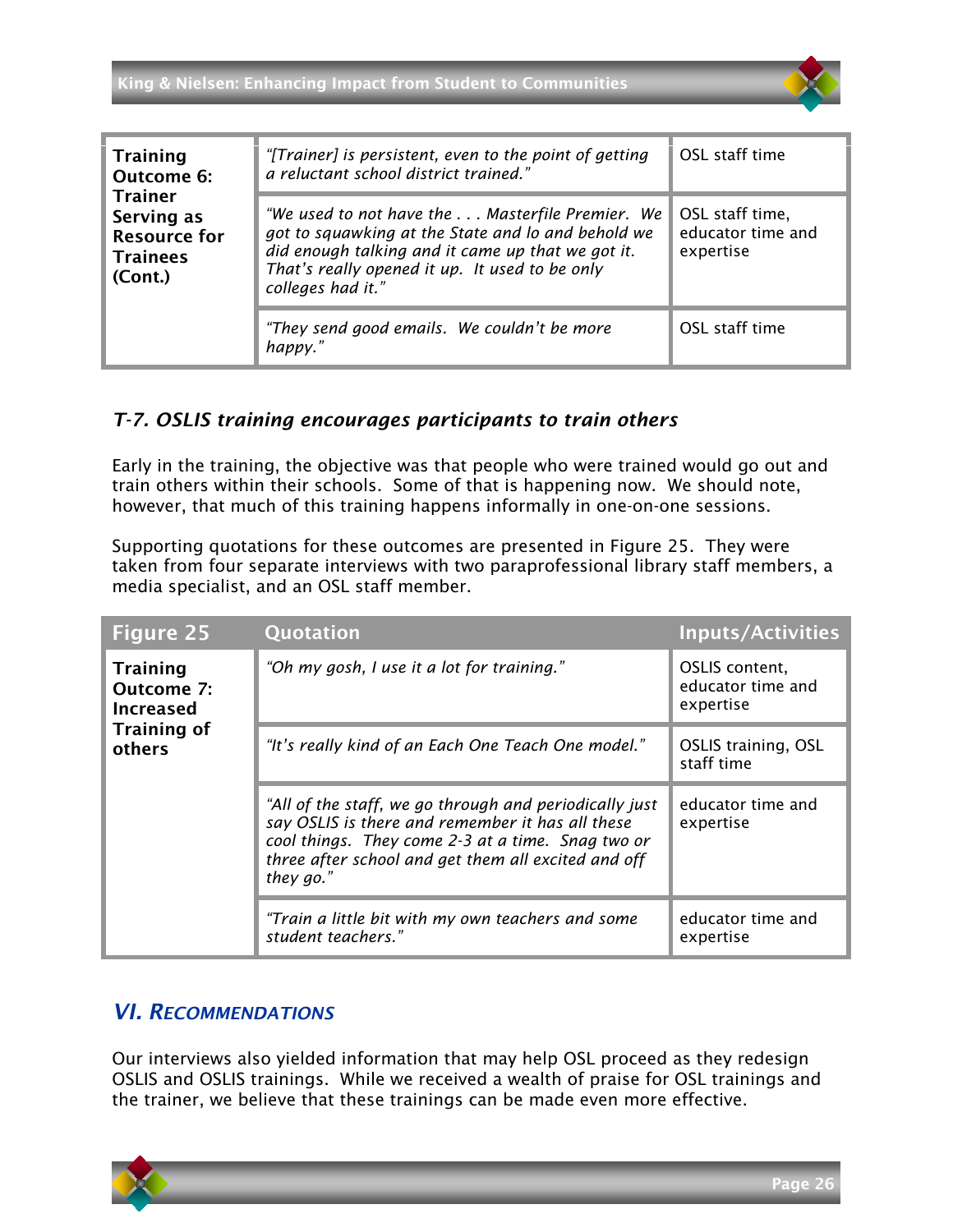| | | |
|---|---|---|
| **Training Outcome 6: Trainer Serving as Resource for Trainees (Cont.)** | *"[Trainer] is persistent, even to the point of getting a reluctant school district trained."* | OSL staff time |
| | *"We used to not have the . . . Masterfile Premier. We got to squawking at the State and lo and behold we did enough talking and it came up that we got it. That's really opened it up. It used to be only colleges had it."* | OSL staff time, educator time and expertise |
| | *"They send good emails. We couldn't be more happy."* | OSL staff time |

### *T-7. OSLIS training encourages participants to train others*

Early in the training, the objective was that people who were trained would go out and train others within their schools. Some of that is happening now. We should note, however, that much of this training happens informally in one-on-one sessions.

Supporting quotations for these outcomes are presented in Figure 25. They were taken from four separate interviews with two paraprofessional library staff members, a media specialist, and an OSL staff member.

| Figure 25 | Quotation | Inputs/Activities |
|---|---|---|
| **Training Outcome 7: Increased Training of others** | *"Oh my gosh, I use it a lot for training."* | OSLIS content, educator time and expertise |
| | *"It's really kind of an Each One Teach One model."* | OSLIS training, OSL staff time |
| | *"All of the staff, we go through and periodically just say OSLIS is there and remember it has all these cool things. They come 2-3 at a time. Snag two or three after school and get them all excited and off they go."* | educator time and expertise |
| | *"Train a little bit with my own teachers and some student teachers."* | educator time and expertise |

## *VI. RECOMMENDATIONS*

Our interviews also yielded information that may help OSL proceed as they redesign OSLIS and OSLIS trainings. While we received a wealth of praise for OSL trainings and the trainer, we believe that these trainings can be made even more effective.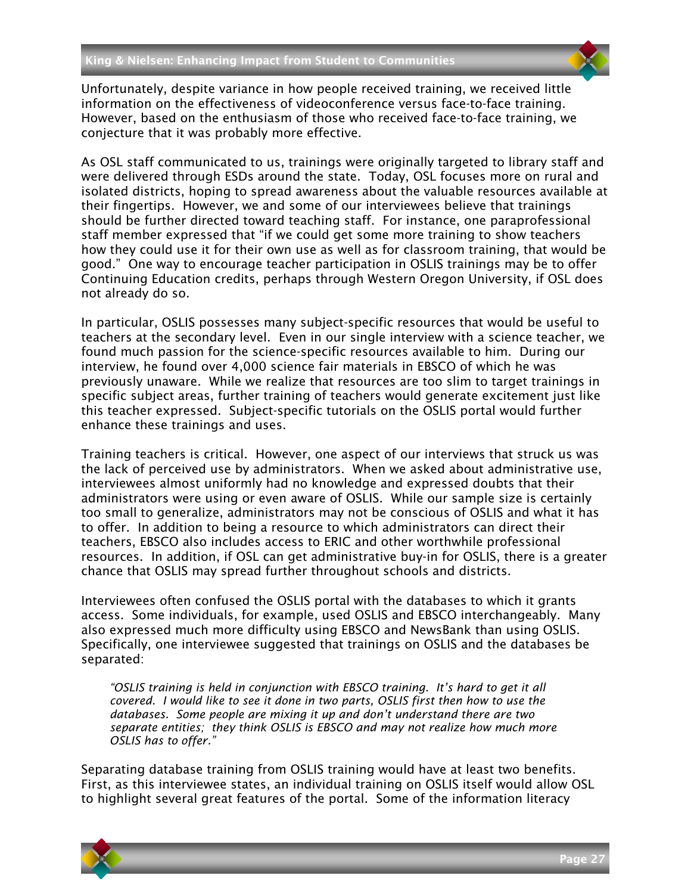Unfortunately, despite variance in how people received training, we received little information on the effectiveness of videoconference versus face-to-face training. However, based on the enthusiasm of those who received face-to-face training, we conjecture that it was probably more effective.

As OSL staff communicated to us, trainings were originally targeted to library staff and were delivered through ESDs around the state. Today, OSL focuses more on rural and isolated districts, hoping to spread awareness about the valuable resources available at their fingertips. However, we and some of our interviewees believe that trainings should be further directed toward teaching staff. For instance, one paraprofessional staff member expressed that "if we could get some more training to show teachers how they could use it for their own use as well as for classroom training, that would be good." One way to encourage teacher participation in OSLIS trainings may be to offer Continuing Education credits, perhaps through Western Oregon University, if OSL does not already do so.

In particular, OSLIS possesses many subject-specific resources that would be useful to teachers at the secondary level. Even in our single interview with a science teacher, we found much passion for the science-specific resources available to him. During our interview, he found over 4,000 science fair materials in EBSCO of which he was previously unaware. While we realize that resources are too slim to target trainings in specific subject areas, further training of teachers would generate excitement just like this teacher expressed. Subject-specific tutorials on the OSLIS portal would further enhance these trainings and uses.

Training teachers is critical. However, one aspect of our interviews that struck us was the lack of perceived use by administrators. When we asked about administrative use, interviewees almost uniformly had no knowledge and expressed doubts that their administrators were using or even aware of OSLIS. While our sample size is certainly too small to generalize, administrators may not be conscious of OSLIS and what it has to offer. In addition to being a resource to which administrators can direct their teachers, EBSCO also includes access to ERIC and other worthwhile professional resources. In addition, if OSL can get administrative buy-in for OSLIS, there is a greater chance that OSLIS may spread further throughout schools and districts.

Interviewees often confused the OSLIS portal with the databases to which it grants access. Some individuals, for example, used OSLIS and EBSCO interchangeably. Many also expressed much more difficulty using EBSCO and NewsBank than using OSLIS. Specifically, one interviewee suggested that trainings on OSLIS and the databases be separated:

> *"OSLIS training is held in conjunction with EBSCO training. It's hard to get it all covered. I would like to see it done in two parts, OSLIS first then how to use the databases. Some people are mixing it up and don't understand there are two separate entities; they think OSLIS is EBSCO and may not realize how much more OSLIS has to offer."*

Separating database training from OSLIS training would have at least two benefits. First, as this interviewee states, an individual training on OSLIS itself would allow OSL to highlight several great features of the portal. Some of the information literacy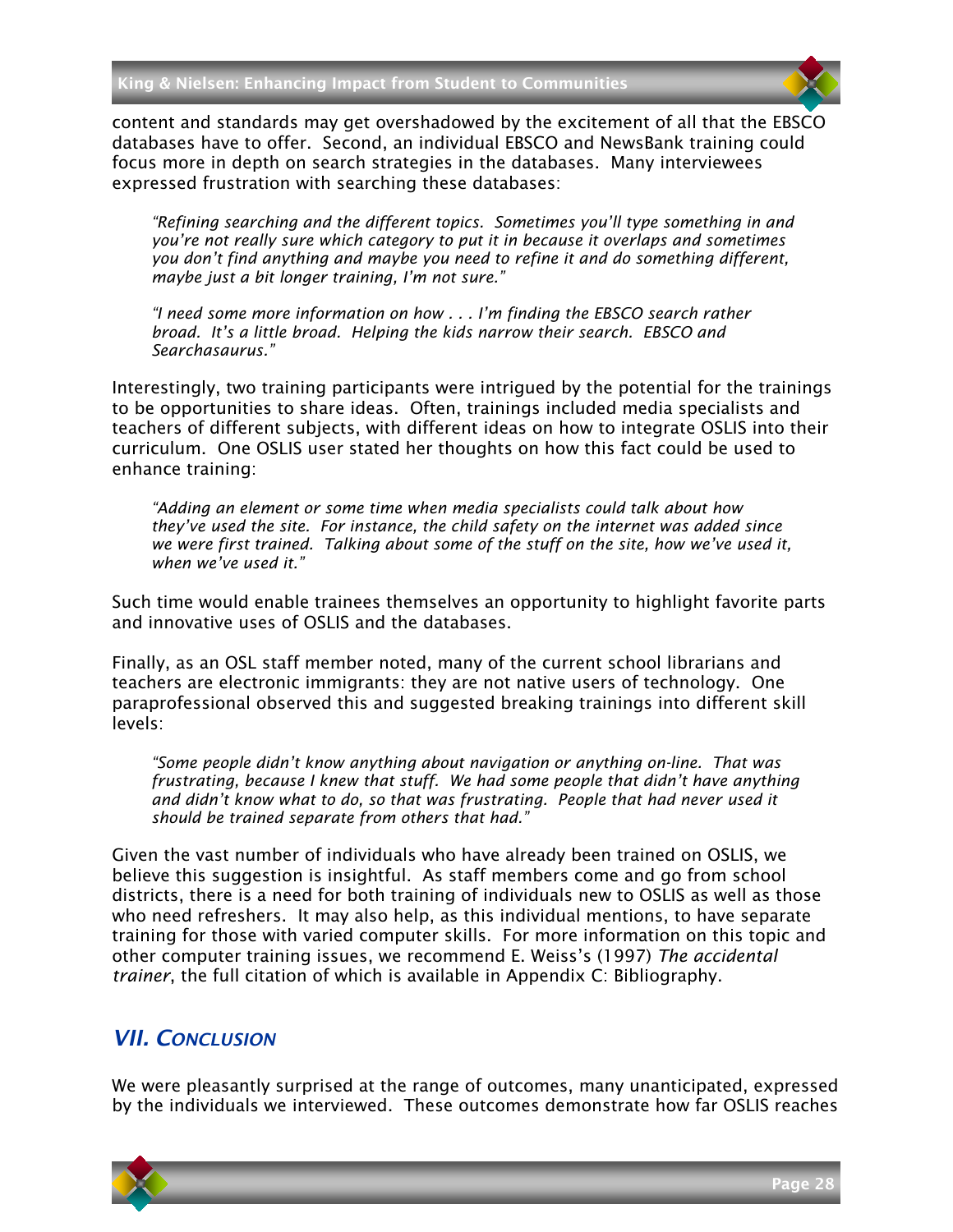content and standards may get overshadowed by the excitement of all that the EBSCO databases have to offer. Second, an individual EBSCO and NewsBank training could focus more in depth on search strategies in the databases. Many interviewees expressed frustration with searching these databases:

> *"Refining searching and the different topics. Sometimes you'll type something in and you're not really sure which category to put it in because it overlaps and sometimes you don't find anything and maybe you need to refine it and do something different, maybe just a bit longer training, I'm not sure."*

> *"I need some more information on how . . . I'm finding the EBSCO search rather broad. It's a little broad. Helping the kids narrow their search. EBSCO and Searchasaurus."*

Interestingly, two training participants were intrigued by the potential for the trainings to be opportunities to share ideas. Often, trainings included media specialists and teachers of different subjects, with different ideas on how to integrate OSLIS into their curriculum. One OSLIS user stated her thoughts on how this fact could be used to enhance training:

> *"Adding an element or some time when media specialists could talk about how they've used the site. For instance, the child safety on the internet was added since we were first trained. Talking about some of the stuff on the site, how we've used it, when we've used it."*

Such time would enable trainees themselves an opportunity to highlight favorite parts and innovative uses of OSLIS and the databases.

Finally, as an OSL staff member noted, many of the current school librarians and teachers are electronic immigrants: they are not native users of technology. One paraprofessional observed this and suggested breaking trainings into different skill levels:

> *"Some people didn't know anything about navigation or anything on-line. That was frustrating, because I knew that stuff. We had some people that didn't have anything and didn't know what to do, so that was frustrating. People that had never used it should be trained separate from others that had."*

Given the vast number of individuals who have already been trained on OSLIS, we believe this suggestion is insightful. As staff members come and go from school districts, there is a need for both training of individuals new to OSLIS as well as those who need refreshers. It may also help, as this individual mentions, to have separate training for those with varied computer skills. For more information on this topic and other computer training issues, we recommend E. Weiss's (1997) *The accidental trainer*, the full citation of which is available in Appendix C: Bibliography.

## VII. Conclusion

We were pleasantly surprised at the range of outcomes, many unanticipated, expressed by the individuals we interviewed. These outcomes demonstrate how far OSLIS reaches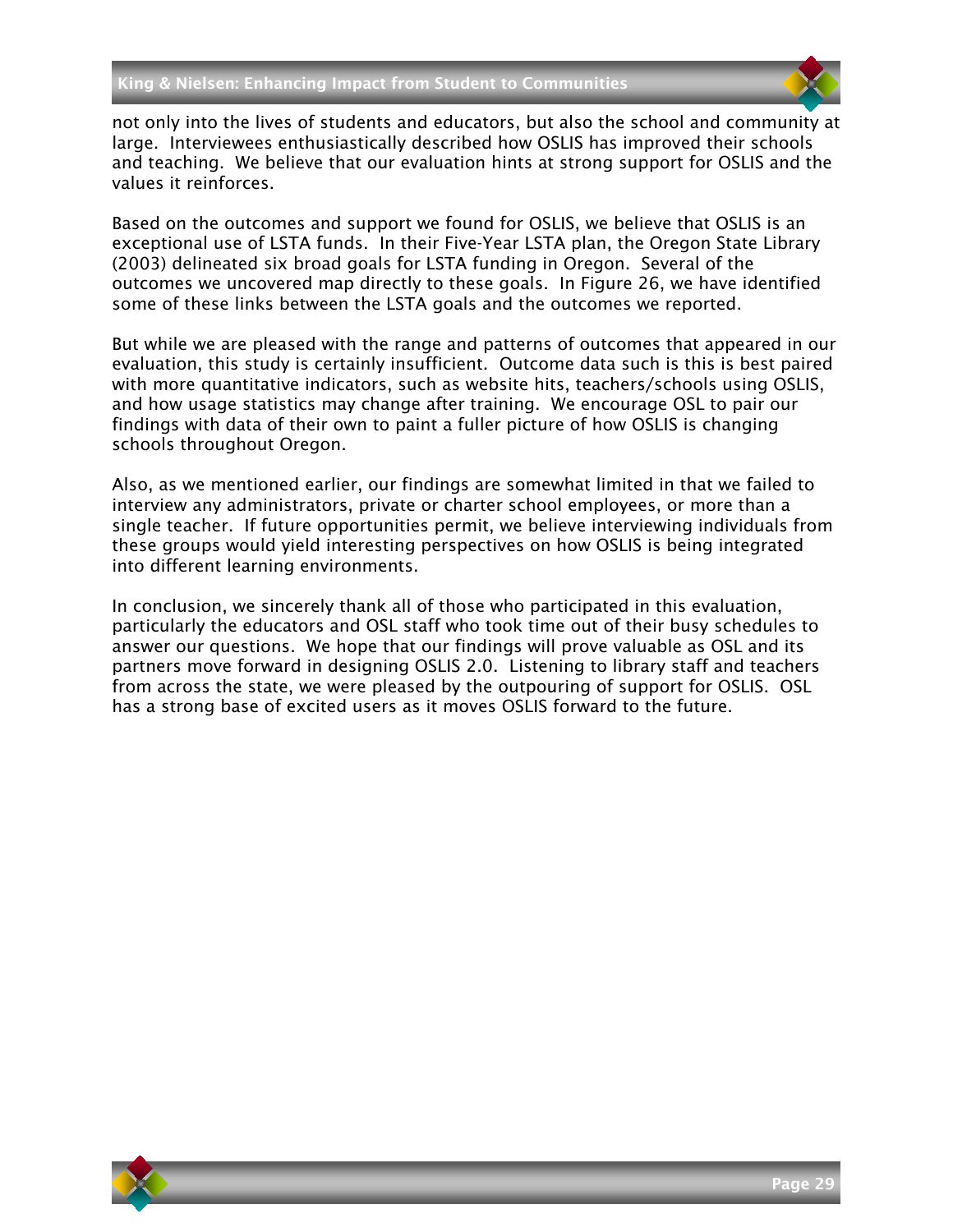not only into the lives of students and educators, but also the school and community at large. Interviewees enthusiastically described how OSLIS has improved their schools and teaching. We believe that our evaluation hints at strong support for OSLIS and the values it reinforces.

Based on the outcomes and support we found for OSLIS, we believe that OSLIS is an exceptional use of LSTA funds. In their Five-Year LSTA plan, the Oregon State Library (2003) delineated six broad goals for LSTA funding in Oregon. Several of the outcomes we uncovered map directly to these goals. In Figure 26, we have identified some of these links between the LSTA goals and the outcomes we reported.

But while we are pleased with the range and patterns of outcomes that appeared in our evaluation, this study is certainly insufficient. Outcome data such is this is best paired with more quantitative indicators, such as website hits, teachers/schools using OSLIS, and how usage statistics may change after training. We encourage OSL to pair our findings with data of their own to paint a fuller picture of how OSLIS is changing schools throughout Oregon.

Also, as we mentioned earlier, our findings are somewhat limited in that we failed to interview any administrators, private or charter school employees, or more than a single teacher. If future opportunities permit, we believe interviewing individuals from these groups would yield interesting perspectives on how OSLIS is being integrated into different learning environments.

In conclusion, we sincerely thank all of those who participated in this evaluation, particularly the educators and OSL staff who took time out of their busy schedules to answer our questions. We hope that our findings will prove valuable as OSL and its partners move forward in designing OSLIS 2.0. Listening to library staff and teachers from across the state, we were pleased by the outpouring of support for OSLIS. OSL has a strong base of excited users as it moves OSLIS forward to the future.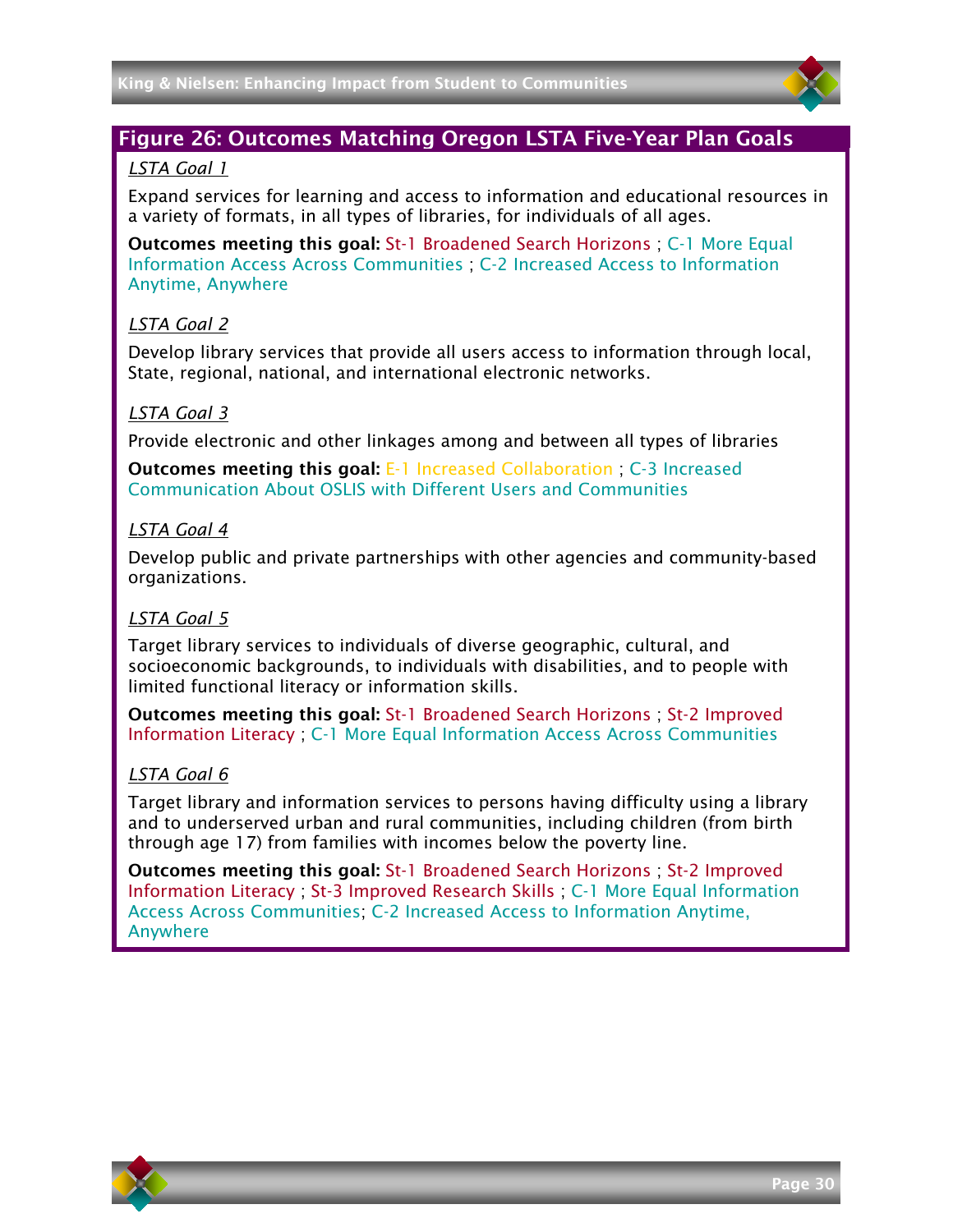## Figure 26: Outcomes Matching Oregon LSTA Five-Year Plan Goals

*LSTA Goal 1*

Expand services for learning and access to information and educational resources in a variety of formats, in all types of libraries, for individuals of all ages.

**Outcomes meeting this goal:** St-1 Broadened Search Horizons ; C-1 More Equal Information Access Across Communities ; C-2 Increased Access to Information Anytime, Anywhere

*LSTA Goal 2*

Develop library services that provide all users access to information through local, State, regional, national, and international electronic networks.

*LSTA Goal 3*

Provide electronic and other linkages among and between all types of libraries

**Outcomes meeting this goal:** E-1 Increased Collaboration ; C-3 Increased Communication About OSLIS with Different Users and Communities

*LSTA Goal 4*

Develop public and private partnerships with other agencies and community-based organizations.

*LSTA Goal 5*

Target library services to individuals of diverse geographic, cultural, and socioeconomic backgrounds, to individuals with disabilities, and to people with limited functional literacy or information skills.

**Outcomes meeting this goal:** St-1 Broadened Search Horizons ; St-2 Improved Information Literacy ; C-1 More Equal Information Access Across Communities

*LSTA Goal 6*

Target library and information services to persons having difficulty using a library and to underserved urban and rural communities, including children (from birth through age 17) from families with incomes below the poverty line.

**Outcomes meeting this goal:** St-1 Broadened Search Horizons ; St-2 Improved Information Literacy ; St-3 Improved Research Skills ; C-1 More Equal Information Access Across Communities; C-2 Increased Access to Information Anytime, Anywhere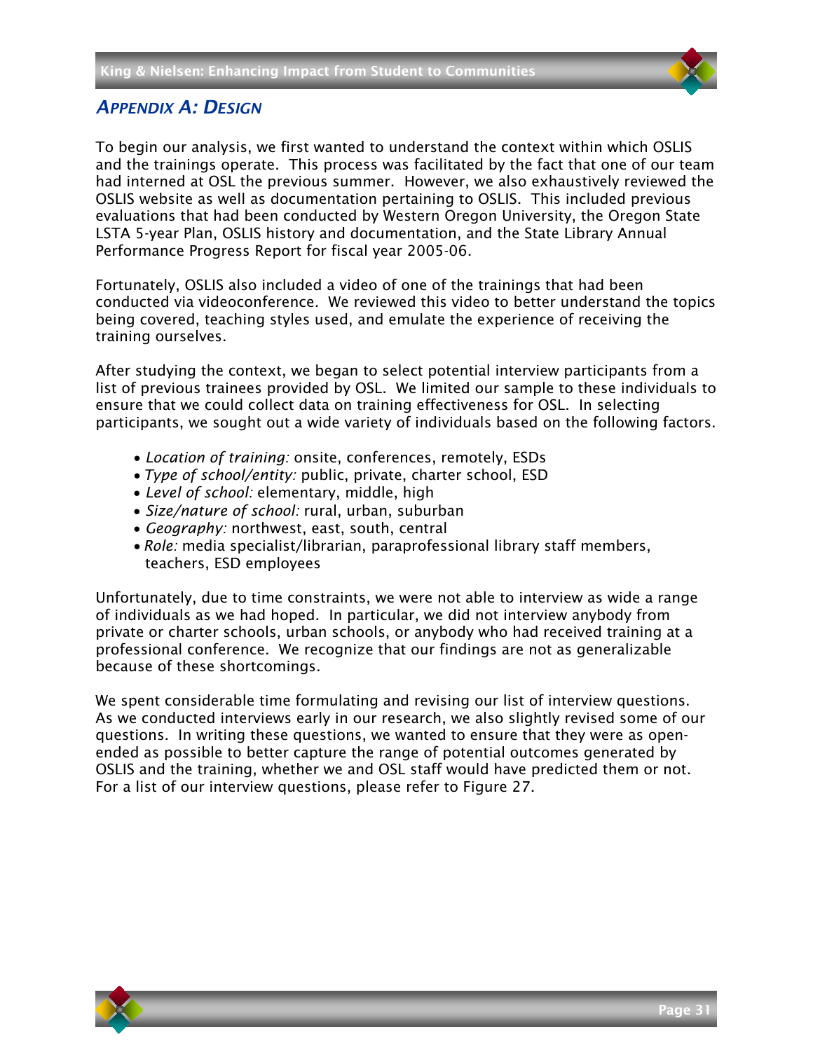## *Appendix A: Design*

To begin our analysis, we first wanted to understand the context within which OSLIS and the trainings operate. This process was facilitated by the fact that one of our team had interned at OSL the previous summer. However, we also exhaustively reviewed the OSLIS website as well as documentation pertaining to OSLIS. This included previous evaluations that had been conducted by Western Oregon University, the Oregon State LSTA 5-year Plan, OSLIS history and documentation, and the State Library Annual Performance Progress Report for fiscal year 2005-06.

Fortunately, OSLIS also included a video of one of the trainings that had been conducted via videoconference. We reviewed this video to better understand the topics being covered, teaching styles used, and emulate the experience of receiving the training ourselves.

After studying the context, we began to select potential interview participants from a list of previous trainees provided by OSL. We limited our sample to these individuals to ensure that we could collect data on training effectiveness for OSL. In selecting participants, we sought out a wide variety of individuals based on the following factors.

- *Location of training:* onsite, conferences, remotely, ESDs
- *Type of school/entity:* public, private, charter school, ESD
- *Level of school:* elementary, middle, high
- *Size/nature of school:* rural, urban, suburban
- *Geography:* northwest, east, south, central
- *Role:* media specialist/librarian, paraprofessional library staff members, teachers, ESD employees

Unfortunately, due to time constraints, we were not able to interview as wide a range of individuals as we had hoped. In particular, we did not interview anybody from private or charter schools, urban schools, or anybody who had received training at a professional conference. We recognize that our findings are not as generalizable because of these shortcomings.

We spent considerable time formulating and revising our list of interview questions. As we conducted interviews early in our research, we also slightly revised some of our questions. In writing these questions, we wanted to ensure that they were as open-ended as possible to better capture the range of potential outcomes generated by OSLIS and the training, whether we and OSL staff would have predicted them or not. For a list of our interview questions, please refer to Figure 27.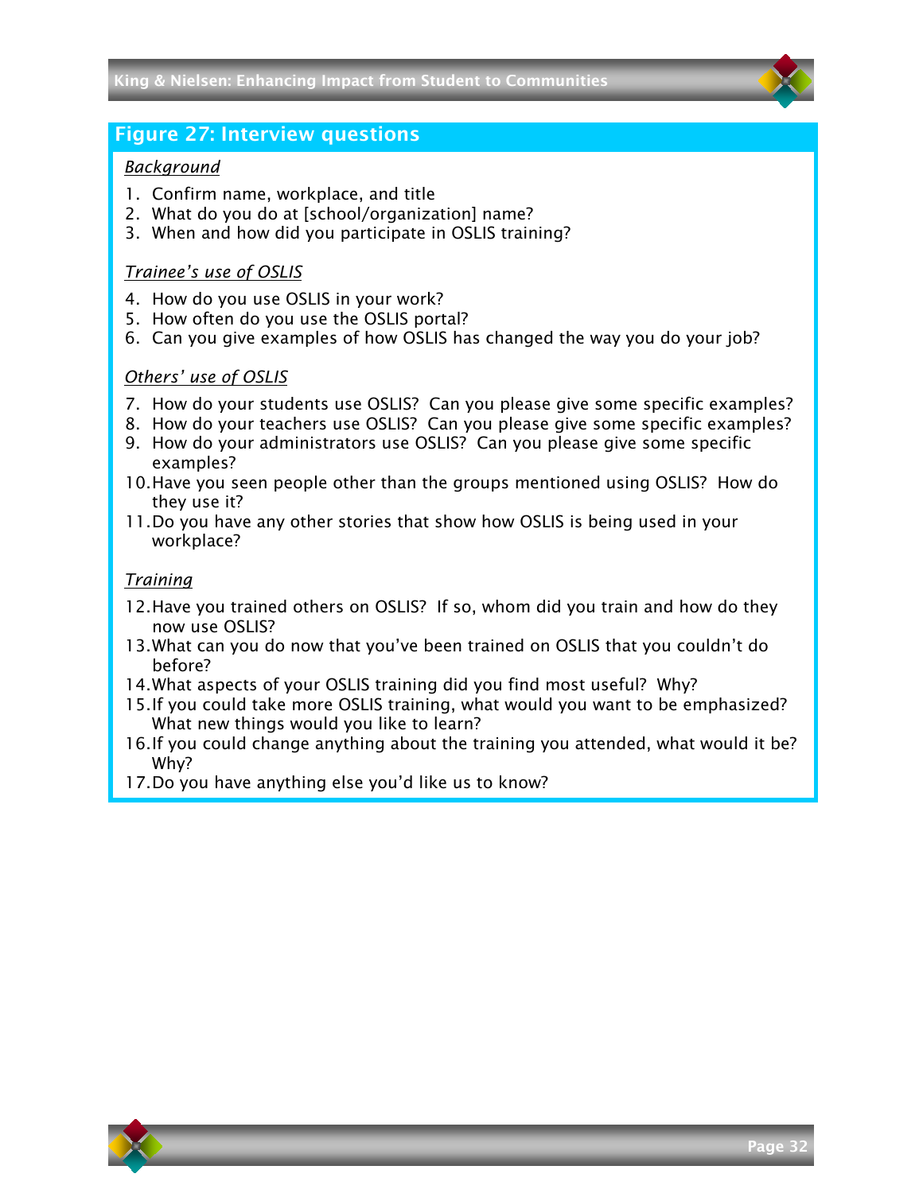## Figure 27: Interview questions

*Background*

1. Confirm name, workplace, and title
2. What do you do at [school/organization] name?
3. When and how did you participate in OSLIS training?

*Trainee's use of OSLIS*

4. How do you use OSLIS in your work?
5. How often do you use the OSLIS portal?
6. Can you give examples of how OSLIS has changed the way you do your job?

*Others' use of OSLIS*

7. How do your students use OSLIS? Can you please give some specific examples?
8. How do your teachers use OSLIS? Can you please give some specific examples?
9. How do your administrators use OSLIS? Can you please give some specific examples?
10. Have you seen people other than the groups mentioned using OSLIS? How do they use it?
11. Do you have any other stories that show how OSLIS is being used in your workplace?

*Training*

12. Have you trained others on OSLIS? If so, whom did you train and how do they now use OSLIS?
13. What can you do now that you've been trained on OSLIS that you couldn't do before?
14. What aspects of your OSLIS training did you find most useful? Why?
15. If you could take more OSLIS training, what would you want to be emphasized? What new things would you like to learn?
16. If you could change anything about the training you attended, what would it be? Why?
17. Do you have anything else you'd like us to know?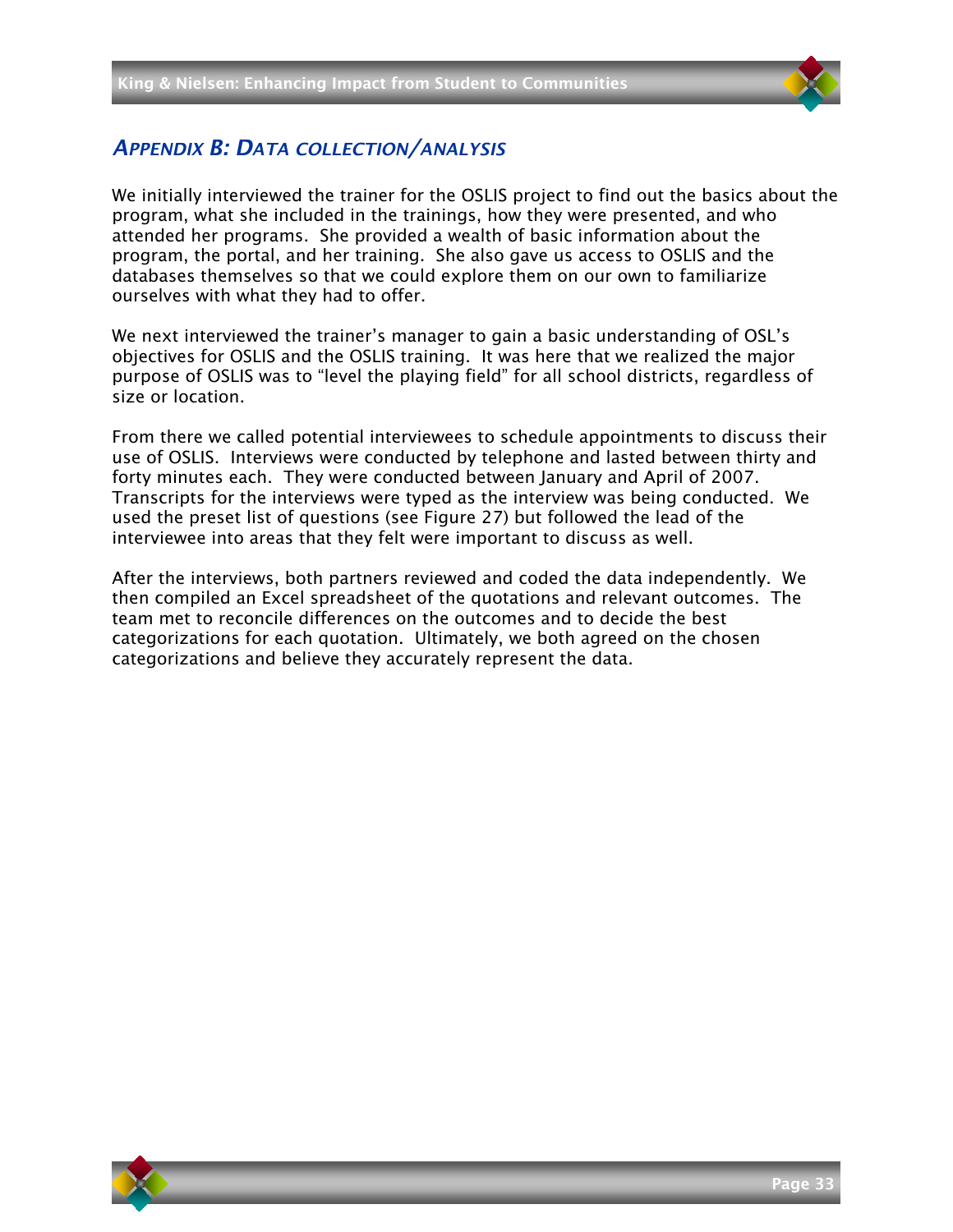## *Appendix B: Data collection/analysis*

We initially interviewed the trainer for the OSLIS project to find out the basics about the program, what she included in the trainings, how they were presented, and who attended her programs. She provided a wealth of basic information about the program, the portal, and her training. She also gave us access to OSLIS and the databases themselves so that we could explore them on our own to familiarize ourselves with what they had to offer.

We next interviewed the trainer's manager to gain a basic understanding of OSL's objectives for OSLIS and the OSLIS training. It was here that we realized the major purpose of OSLIS was to "level the playing field" for all school districts, regardless of size or location.

From there we called potential interviewees to schedule appointments to discuss their use of OSLIS. Interviews were conducted by telephone and lasted between thirty and forty minutes each. They were conducted between January and April of 2007. Transcripts for the interviews were typed as the interview was being conducted. We used the preset list of questions (see Figure 27) but followed the lead of the interviewee into areas that they felt were important to discuss as well.

After the interviews, both partners reviewed and coded the data independently. We then compiled an Excel spreadsheet of the quotations and relevant outcomes. The team met to reconcile differences on the outcomes and to decide the best categorizations for each quotation. Ultimately, we both agreed on the chosen categorizations and believe they accurately represent the data.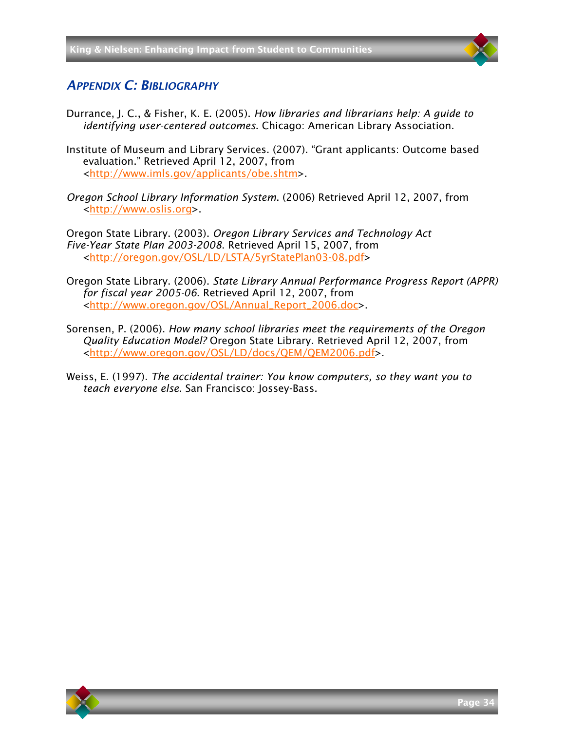## *Appendix C: Bibliography*

Durrance, J. C., & Fisher, K. E. (2005). *How libraries and librarians help: A guide to identifying user-centered outcomes*. Chicago: American Library Association.

Institute of Museum and Library Services. (2007). "Grant applicants: Outcome based evaluation." Retrieved April 12, 2007, from <http://www.imls.gov/applicants/obe.shtm>.

*Oregon School Library Information System*. (2006) Retrieved April 12, 2007, from <http://www.oslis.org>.

Oregon State Library. (2003). *Oregon Library Services and Technology Act Five-Year State Plan 2003-2008*. Retrieved April 15, 2007, from <http://oregon.gov/OSL/LD/LSTA/5yrStatePlan03-08.pdf>

Oregon State Library. (2006). *State Library Annual Performance Progress Report (APPR) for fiscal year 2005-06*. Retrieved April 12, 2007, from <http://www.oregon.gov/OSL/Annual_Report_2006.doc>.

Sorensen, P. (2006). *How many school libraries meet the requirements of the Oregon Quality Education Model?* Oregon State Library. Retrieved April 12, 2007, from <http://www.oregon.gov/OSL/LD/docs/QEM/QEM2006.pdf>.

Weiss, E. (1997). *The accidental trainer: You know computers, so they want you to teach everyone else*. San Francisco: Jossey-Bass.